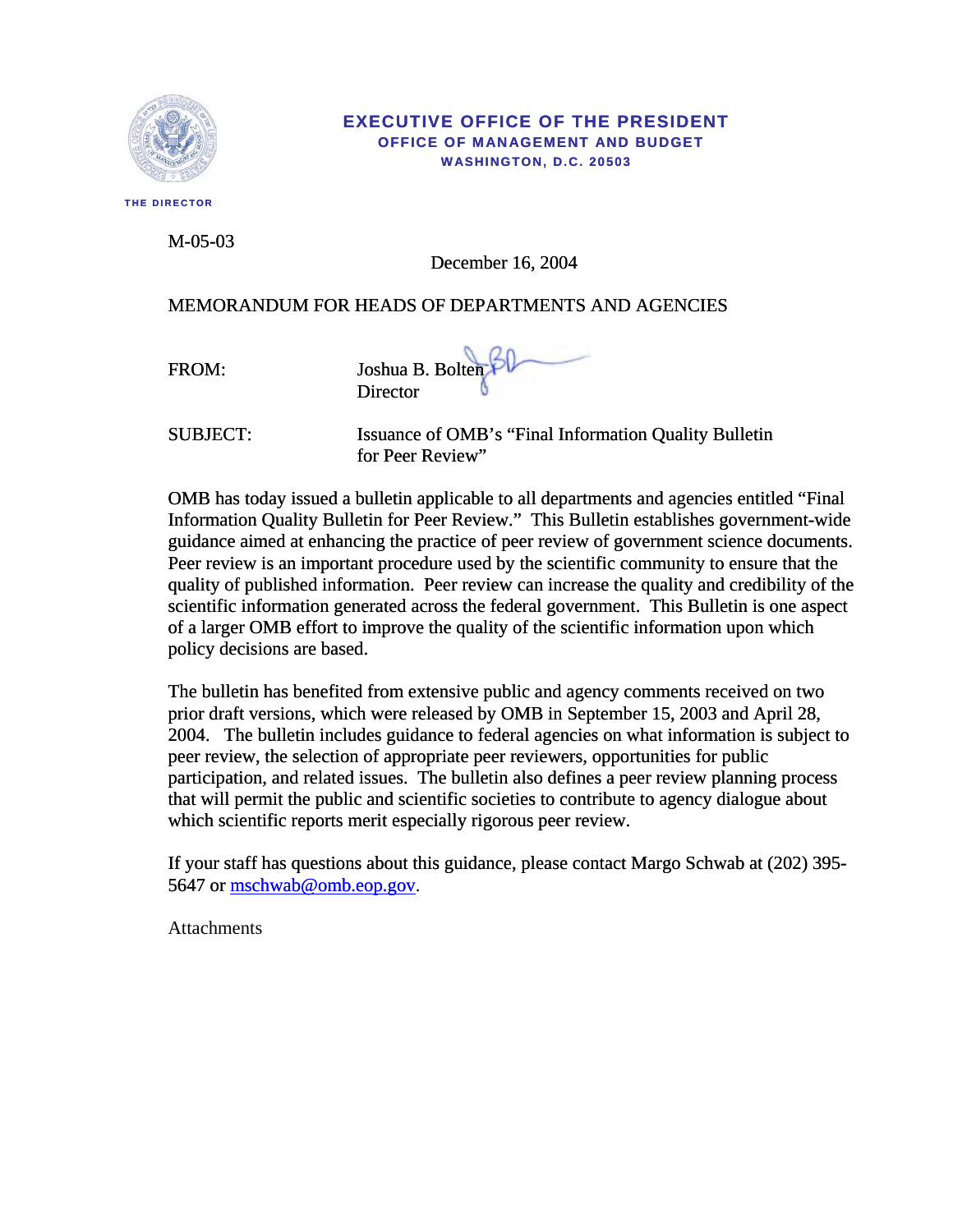EXECUTIVE OFFICE OF THE PRESIDENT
OFFICE OF MANAGEMENT AND BUDGET
WASHINGTON, D.C. 20503

THE DIRECTOR

M-05-03

December 16, 2004

MEMORANDUM FOR HEADS OF DEPARTMENTS AND AGENCIES

FROM: Joshua B. Bolten
Director

SUBJECT: Issuance of OMB's "Final Information Quality Bulletin for Peer Review"

OMB has today issued a bulletin applicable to all departments and agencies entitled "Final Information Quality Bulletin for Peer Review." This Bulletin establishes government-wide guidance aimed at enhancing the practice of peer review of government science documents. Peer review is an important procedure used by the scientific community to ensure that the quality of published information. Peer review can increase the quality and credibility of the scientific information generated across the federal government. This Bulletin is one aspect of a larger OMB effort to improve the quality of the scientific information upon which policy decisions are based.

The bulletin has benefited from extensive public and agency comments received on two prior draft versions, which were released by OMB in September 15, 2003 and April 28, 2004. The bulletin includes guidance to federal agencies on what information is subject to peer review, the selection of appropriate peer reviewers, opportunities for public participation, and related issues. The bulletin also defines a peer review planning process that will permit the public and scientific societies to contribute to agency dialogue about which scientific reports merit especially rigorous peer review.

If your staff has questions about this guidance, please contact Margo Schwab at (202) 395-5647 or mschwab@omb.eop.gov.

Attachments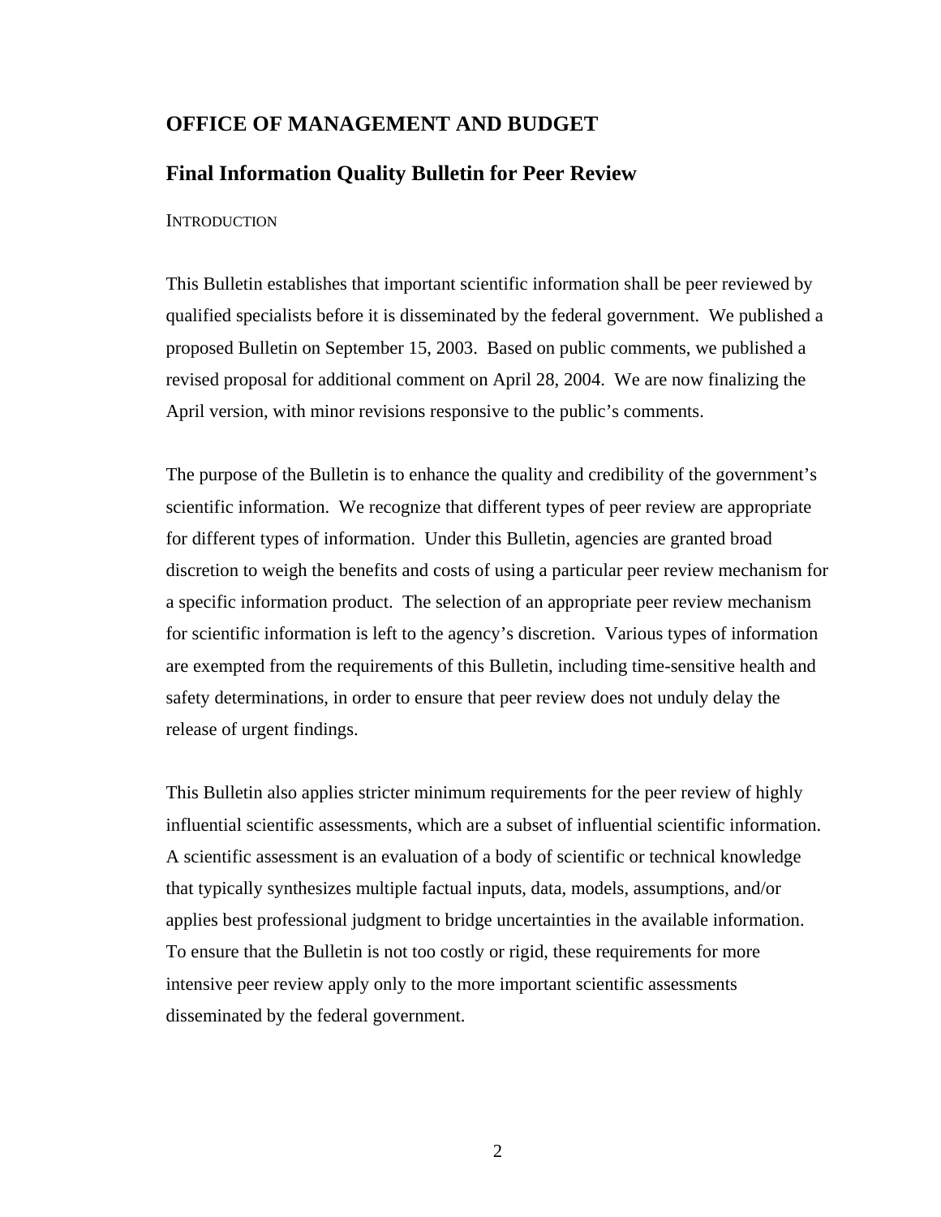## OFFICE OF MANAGEMENT AND BUDGET

## Final Information Quality Bulletin for Peer Review

INTRODUCTION

This Bulletin establishes that important scientific information shall be peer reviewed by qualified specialists before it is disseminated by the federal government. We published a proposed Bulletin on September 15, 2003. Based on public comments, we published a revised proposal for additional comment on April 28, 2004. We are now finalizing the April version, with minor revisions responsive to the public's comments.

The purpose of the Bulletin is to enhance the quality and credibility of the government's scientific information. We recognize that different types of peer review are appropriate for different types of information. Under this Bulletin, agencies are granted broad discretion to weigh the benefits and costs of using a particular peer review mechanism for a specific information product. The selection of an appropriate peer review mechanism for scientific information is left to the agency's discretion. Various types of information are exempted from the requirements of this Bulletin, including time-sensitive health and safety determinations, in order to ensure that peer review does not unduly delay the release of urgent findings.

This Bulletin also applies stricter minimum requirements for the peer review of highly influential scientific assessments, which are a subset of influential scientific information. A scientific assessment is an evaluation of a body of scientific or technical knowledge that typically synthesizes multiple factual inputs, data, models, assumptions, and/or applies best professional judgment to bridge uncertainties in the available information. To ensure that the Bulletin is not too costly or rigid, these requirements for more intensive peer review apply only to the more important scientific assessments disseminated by the federal government.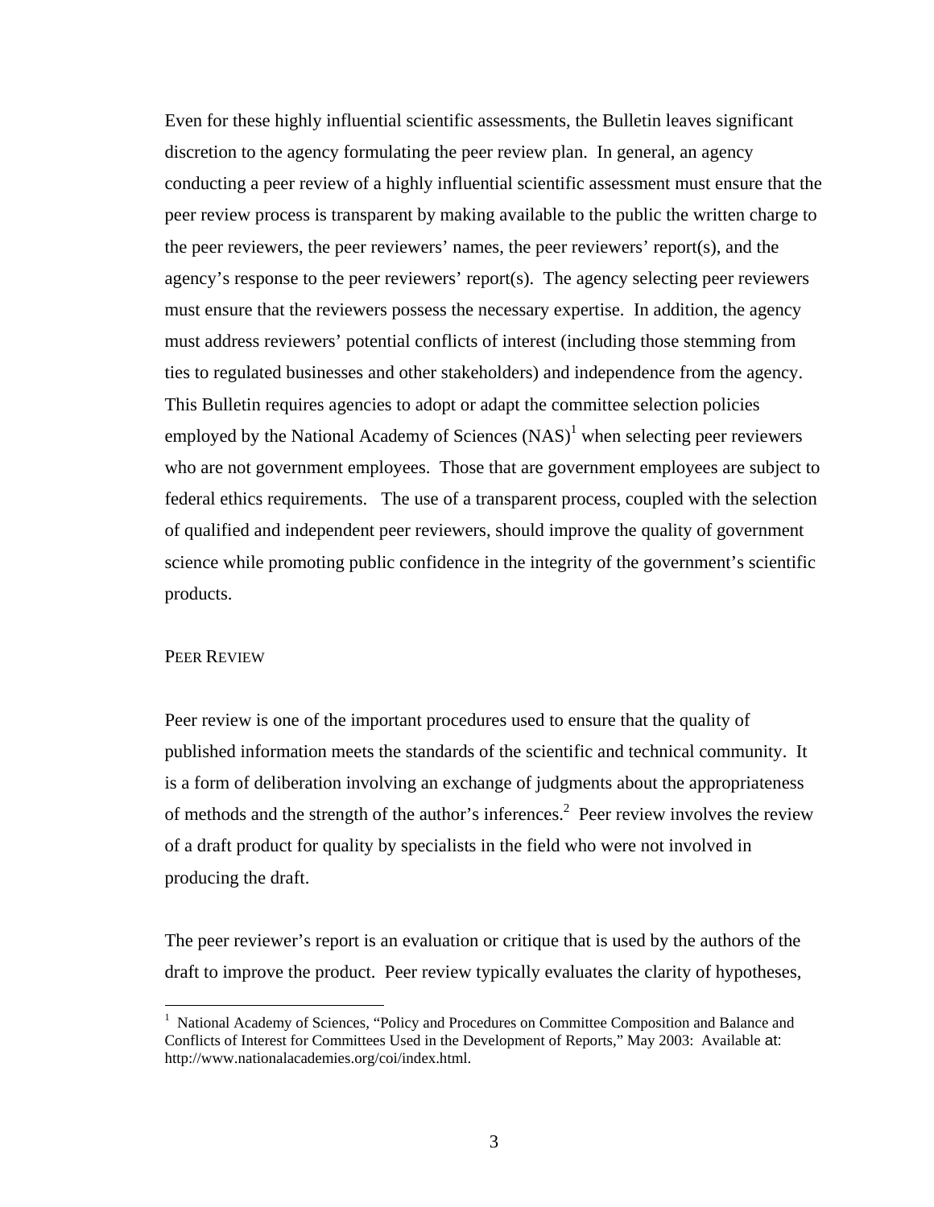Even for these highly influential scientific assessments, the Bulletin leaves significant discretion to the agency formulating the peer review plan. In general, an agency conducting a peer review of a highly influential scientific assessment must ensure that the peer review process is transparent by making available to the public the written charge to the peer reviewers, the peer reviewers' names, the peer reviewers' report(s), and the agency's response to the peer reviewers' report(s). The agency selecting peer reviewers must ensure that the reviewers possess the necessary expertise. In addition, the agency must address reviewers' potential conflicts of interest (including those stemming from ties to regulated businesses and other stakeholders) and independence from the agency. This Bulletin requires agencies to adopt or adapt the committee selection policies employed by the National Academy of Sciences (NAS)[1] when selecting peer reviewers who are not government employees. Those that are government employees are subject to federal ethics requirements. The use of a transparent process, coupled with the selection of qualified and independent peer reviewers, should improve the quality of government science while promoting public confidence in the integrity of the government's scientific products.

## PEER REVIEW

Peer review is one of the important procedures used to ensure that the quality of published information meets the standards of the scientific and technical community. It is a form of deliberation involving an exchange of judgments about the appropriateness of methods and the strength of the author's inferences.[2] Peer review involves the review of a draft product for quality by specialists in the field who were not involved in producing the draft.

The peer reviewer's report is an evaluation or critique that is used by the authors of the draft to improve the product. Peer review typically evaluates the clarity of hypotheses,

---

[1] National Academy of Sciences, "Policy and Procedures on Committee Composition and Balance and Conflicts of Interest for Committees Used in the Development of Reports," May 2003: Available at: http://www.nationalacademies.org/coi/index.html.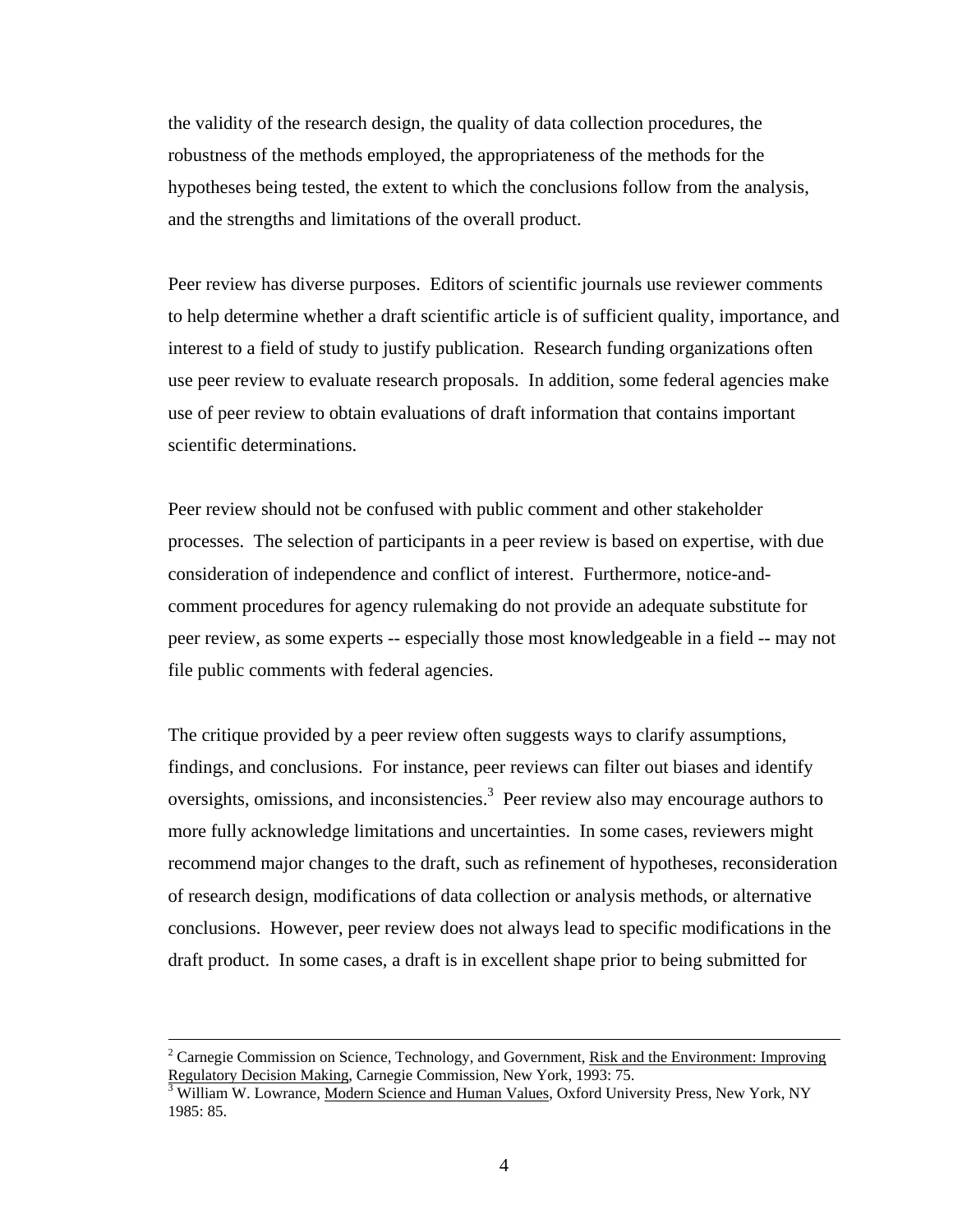the validity of the research design, the quality of data collection procedures, the robustness of the methods employed, the appropriateness of the methods for the hypotheses being tested, the extent to which the conclusions follow from the analysis, and the strengths and limitations of the overall product.

Peer review has diverse purposes. Editors of scientific journals use reviewer comments to help determine whether a draft scientific article is of sufficient quality, importance, and interest to a field of study to justify publication. Research funding organizations often use peer review to evaluate research proposals. In addition, some federal agencies make use of peer review to obtain evaluations of draft information that contains important scientific determinations.

Peer review should not be confused with public comment and other stakeholder processes. The selection of participants in a peer review is based on expertise, with due consideration of independence and conflict of interest. Furthermore, notice-and-comment procedures for agency rulemaking do not provide an adequate substitute for peer review, as some experts -- especially those most knowledgeable in a field -- may not file public comments with federal agencies.

The critique provided by a peer review often suggests ways to clarify assumptions, findings, and conclusions. For instance, peer reviews can filter out biases and identify oversights, omissions, and inconsistencies.[3] Peer review also may encourage authors to more fully acknowledge limitations and uncertainties. In some cases, reviewers might recommend major changes to the draft, such as refinement of hypotheses, reconsideration of research design, modifications of data collection or analysis methods, or alternative conclusions. However, peer review does not always lead to specific modifications in the draft product. In some cases, a draft is in excellent shape prior to being submitted for

---

[2] Carnegie Commission on Science, Technology, and Government, Risk and the Environment: Improving Regulatory Decision Making, Carnegie Commission, New York, 1993: 75.

[3] William W. Lowrance, Modern Science and Human Values, Oxford University Press, New York, NY 1985: 85.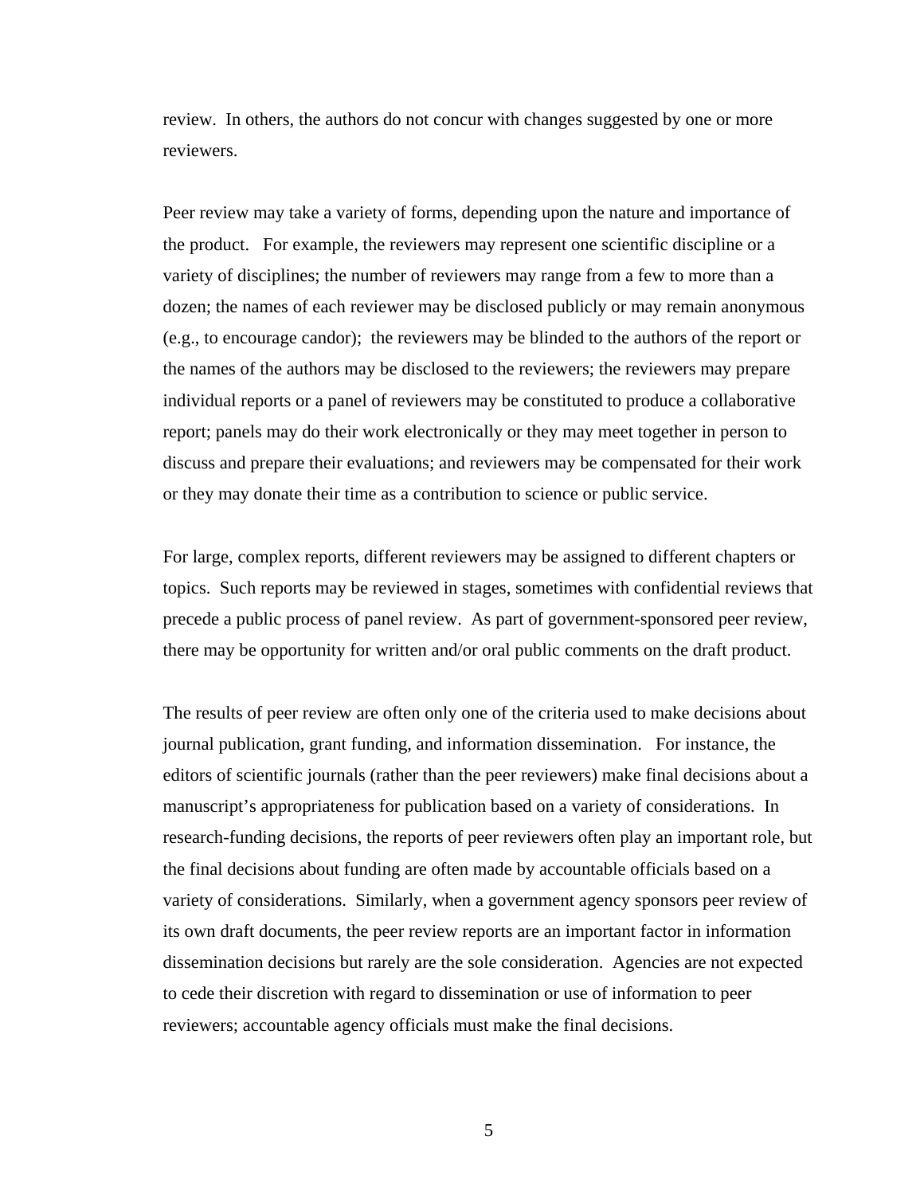review. In others, the authors do not concur with changes suggested by one or more reviewers.

Peer review may take a variety of forms, depending upon the nature and importance of the product. For example, the reviewers may represent one scientific discipline or a variety of disciplines; the number of reviewers may range from a few to more than a dozen; the names of each reviewer may be disclosed publicly or may remain anonymous (e.g., to encourage candor); the reviewers may be blinded to the authors of the report or the names of the authors may be disclosed to the reviewers; the reviewers may prepare individual reports or a panel of reviewers may be constituted to produce a collaborative report; panels may do their work electronically or they may meet together in person to discuss and prepare their evaluations; and reviewers may be compensated for their work or they may donate their time as a contribution to science or public service.

For large, complex reports, different reviewers may be assigned to different chapters or topics. Such reports may be reviewed in stages, sometimes with confidential reviews that precede a public process of panel review. As part of government-sponsored peer review, there may be opportunity for written and/or oral public comments on the draft product.

The results of peer review are often only one of the criteria used to make decisions about journal publication, grant funding, and information dissemination. For instance, the editors of scientific journals (rather than the peer reviewers) make final decisions about a manuscript's appropriateness for publication based on a variety of considerations. In research-funding decisions, the reports of peer reviewers often play an important role, but the final decisions about funding are often made by accountable officials based on a variety of considerations. Similarly, when a government agency sponsors peer review of its own draft documents, the peer review reports are an important factor in information dissemination decisions but rarely are the sole consideration. Agencies are not expected to cede their discretion with regard to dissemination or use of information to peer reviewers; accountable agency officials must make the final decisions.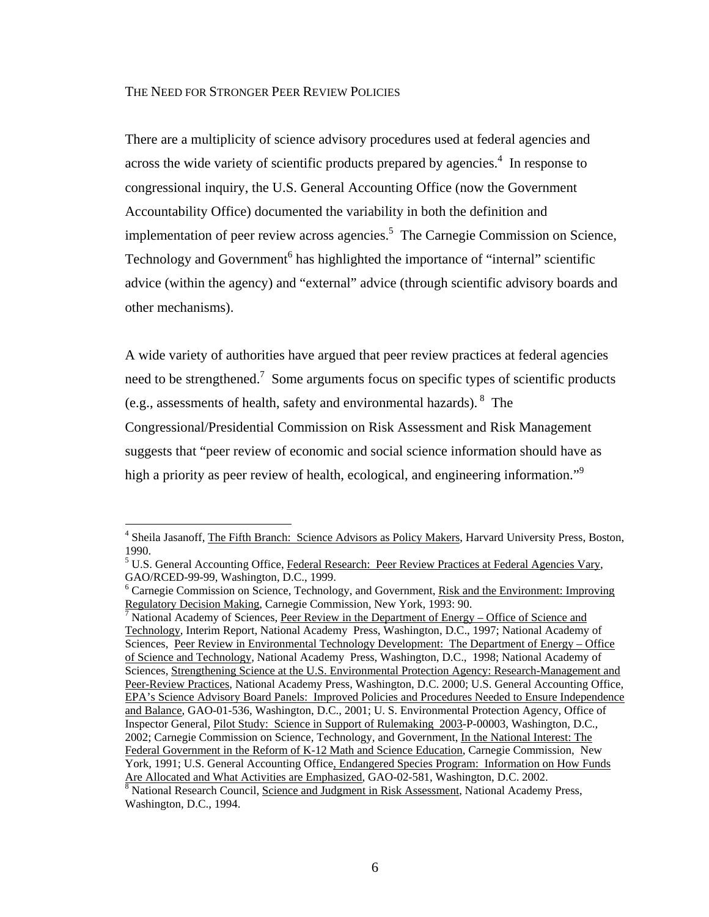## The Need for Stronger Peer Review Policies

There are a multiplicity of science advisory procedures used at federal agencies and across the wide variety of scientific products prepared by agencies.[4] In response to congressional inquiry, the U.S. General Accounting Office (now the Government Accountability Office) documented the variability in both the definition and implementation of peer review across agencies.[5] The Carnegie Commission on Science, Technology and Government[6] has highlighted the importance of "internal" scientific advice (within the agency) and "external" advice (through scientific advisory boards and other mechanisms).

A wide variety of authorities have argued that peer review practices at federal agencies need to be strengthened.[7] Some arguments focus on specific types of scientific products (e.g., assessments of health, safety and environmental hazards).[8] The Congressional/Presidential Commission on Risk Assessment and Risk Management suggests that "peer review of economic and social science information should have as high a priority as peer review of health, ecological, and engineering information."[9]

---

[4] Sheila Jasanoff, The Fifth Branch: Science Advisors as Policy Makers, Harvard University Press, Boston, 1990.

[5] U.S. General Accounting Office, Federal Research: Peer Review Practices at Federal Agencies Vary, GAO/RCED-99-99, Washington, D.C., 1999.

[6] Carnegie Commission on Science, Technology, and Government, Risk and the Environment: Improving Regulatory Decision Making, Carnegie Commission, New York, 1993: 90.

[7] National Academy of Sciences, Peer Review in the Department of Energy – Office of Science and Technology, Interim Report, National Academy Press, Washington, D.C., 1997; National Academy of Sciences, Peer Review in Environmental Technology Development: The Department of Energy – Office of Science and Technology, National Academy Press, Washington, D.C., 1998; National Academy of Sciences, Strengthening Science at the U.S. Environmental Protection Agency: Research-Management and Peer-Review Practices, National Academy Press, Washington, D.C. 2000; U.S. General Accounting Office, EPA's Science Advisory Board Panels: Improved Policies and Procedures Needed to Ensure Independence and Balance, GAO-01-536, Washington, D.C., 2001; U. S. Environmental Protection Agency, Office of Inspector General, Pilot Study: Science in Support of Rulemaking 2003-P-00003, Washington, D.C., 2002; Carnegie Commission on Science, Technology, and Government, In the National Interest: The Federal Government in the Reform of K-12 Math and Science Education, Carnegie Commission, New York, 1991; U.S. General Accounting Office, Endangered Species Program: Information on How Funds Are Allocated and What Activities are Emphasized, GAO-02-581, Washington, D.C. 2002.

[8] National Research Council, Science and Judgment in Risk Assessment, National Academy Press, Washington, D.C., 1994.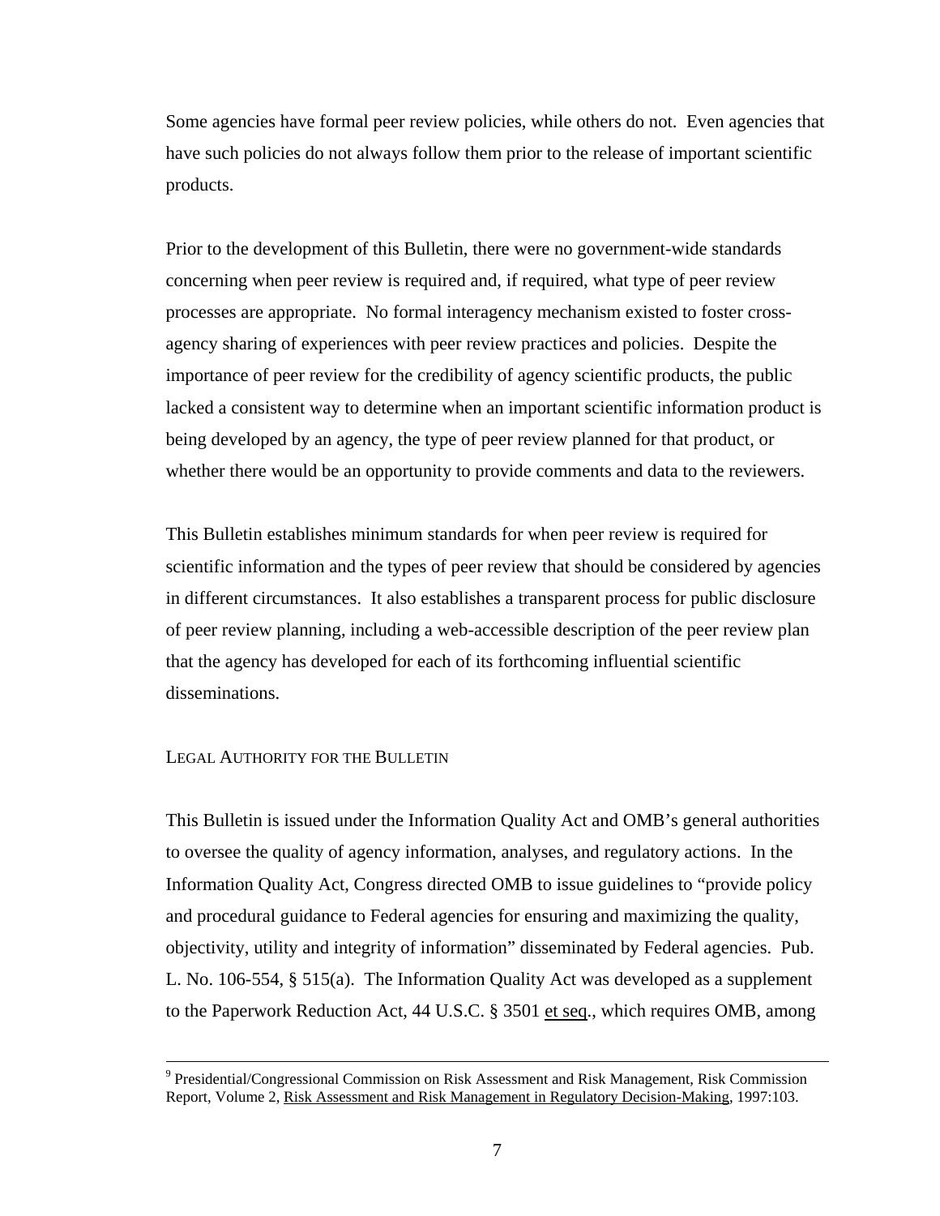Some agencies have formal peer review policies, while others do not. Even agencies that have such policies do not always follow them prior to the release of important scientific products.

Prior to the development of this Bulletin, there were no government-wide standards concerning when peer review is required and, if required, what type of peer review processes are appropriate. No formal interagency mechanism existed to foster cross-agency sharing of experiences with peer review practices and policies. Despite the importance of peer review for the credibility of agency scientific products, the public lacked a consistent way to determine when an important scientific information product is being developed by an agency, the type of peer review planned for that product, or whether there would be an opportunity to provide comments and data to the reviewers.

This Bulletin establishes minimum standards for when peer review is required for scientific information and the types of peer review that should be considered by agencies in different circumstances. It also establishes a transparent process for public disclosure of peer review planning, including a web-accessible description of the peer review plan that the agency has developed for each of its forthcoming influential scientific disseminations.

## LEGAL AUTHORITY FOR THE BULLETIN

This Bulletin is issued under the Information Quality Act and OMB's general authorities to oversee the quality of agency information, analyses, and regulatory actions. In the Information Quality Act, Congress directed OMB to issue guidelines to "provide policy and procedural guidance to Federal agencies for ensuring and maximizing the quality, objectivity, utility and integrity of information" disseminated by Federal agencies. Pub. L. No. 106-554, § 515(a). The Information Quality Act was developed as a supplement to the Paperwork Reduction Act, 44 U.S.C. § 3501 et seq., which requires OMB, among

---

[9] Presidential/Congressional Commission on Risk Assessment and Risk Management, Risk Commission Report, Volume 2, Risk Assessment and Risk Management in Regulatory Decision-Making, 1997:103.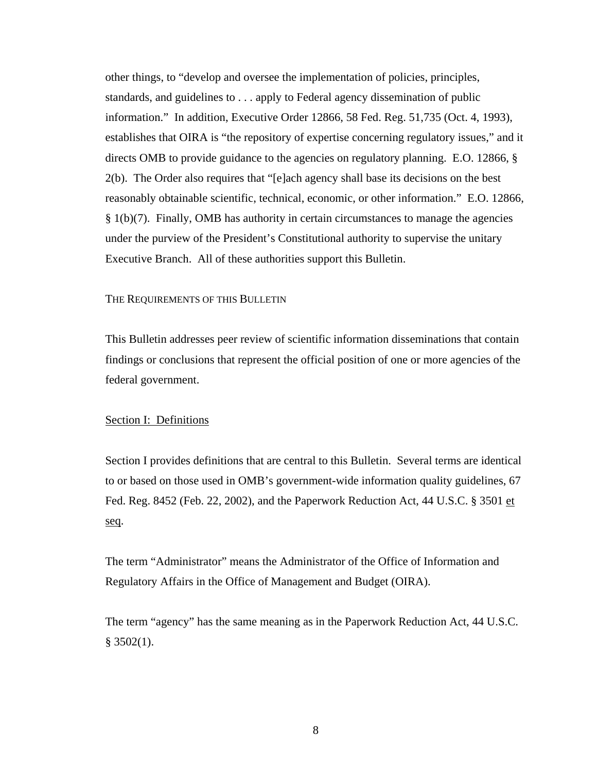other things, to “develop and oversee the implementation of policies, principles, standards, and guidelines to . . . apply to Federal agency dissemination of public information.” In addition, Executive Order 12866, 58 Fed. Reg. 51,735 (Oct. 4, 1993), establishes that OIRA is “the repository of expertise concerning regulatory issues,” and it directs OMB to provide guidance to the agencies on regulatory planning. E.O. 12866, § 2(b). The Order also requires that “[e]ach agency shall base its decisions on the best reasonably obtainable scientific, technical, economic, or other information.” E.O. 12866, § 1(b)(7). Finally, OMB has authority in certain circumstances to manage the agencies under the purview of the President’s Constitutional authority to supervise the unitary Executive Branch. All of these authorities support this Bulletin.

## THE REQUIREMENTS OF THIS BULLETIN

This Bulletin addresses peer review of scientific information disseminations that contain findings or conclusions that represent the official position of one or more agencies of the federal government.

### Section I: Definitions

Section I provides definitions that are central to this Bulletin. Several terms are identical to or based on those used in OMB’s government-wide information quality guidelines, 67 Fed. Reg. 8452 (Feb. 22, 2002), and the Paperwork Reduction Act, 44 U.S.C. § 3501 et seq.

The term “Administrator” means the Administrator of the Office of Information and Regulatory Affairs in the Office of Management and Budget (OIRA).

The term “agency” has the same meaning as in the Paperwork Reduction Act, 44 U.S.C. § 3502(1).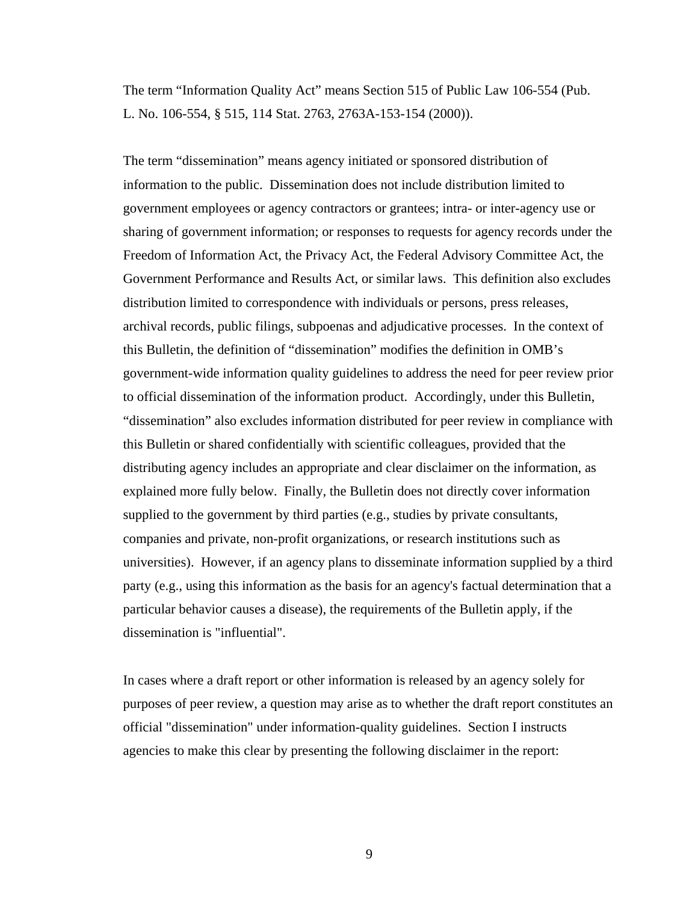The term "Information Quality Act" means Section 515 of Public Law 106-554 (Pub. L. No. 106-554, § 515, 114 Stat. 2763, 2763A-153-154 (2000)).

The term "dissemination" means agency initiated or sponsored distribution of information to the public. Dissemination does not include distribution limited to government employees or agency contractors or grantees; intra- or inter-agency use or sharing of government information; or responses to requests for agency records under the Freedom of Information Act, the Privacy Act, the Federal Advisory Committee Act, the Government Performance and Results Act, or similar laws. This definition also excludes distribution limited to correspondence with individuals or persons, press releases, archival records, public filings, subpoenas and adjudicative processes. In the context of this Bulletin, the definition of "dissemination" modifies the definition in OMB's government-wide information quality guidelines to address the need for peer review prior to official dissemination of the information product. Accordingly, under this Bulletin, "dissemination" also excludes information distributed for peer review in compliance with this Bulletin or shared confidentially with scientific colleagues, provided that the distributing agency includes an appropriate and clear disclaimer on the information, as explained more fully below. Finally, the Bulletin does not directly cover information supplied to the government by third parties (e.g., studies by private consultants, companies and private, non-profit organizations, or research institutions such as universities). However, if an agency plans to disseminate information supplied by a third party (e.g., using this information as the basis for an agency's factual determination that a particular behavior causes a disease), the requirements of the Bulletin apply, if the dissemination is "influential".

In cases where a draft report or other information is released by an agency solely for purposes of peer review, a question may arise as to whether the draft report constitutes an official "dissemination" under information-quality guidelines. Section I instructs agencies to make this clear by presenting the following disclaimer in the report: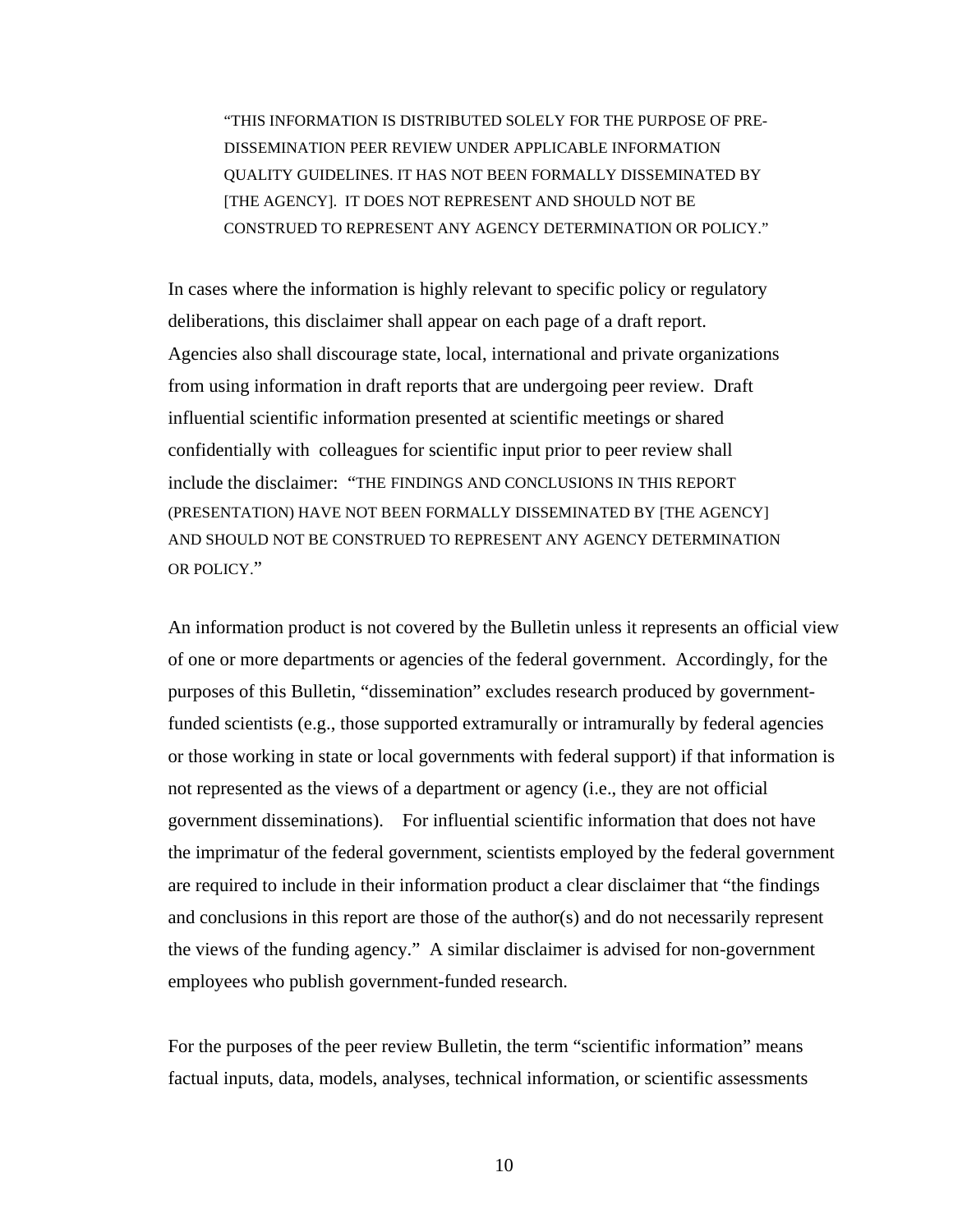> "THIS INFORMATION IS DISTRIBUTED SOLELY FOR THE PURPOSE OF PRE-DISSEMINATION PEER REVIEW UNDER APPLICABLE INFORMATION QUALITY GUIDELINES. IT HAS NOT BEEN FORMALLY DISSEMINATED BY [THE AGENCY]. IT DOES NOT REPRESENT AND SHOULD NOT BE CONSTRUED TO REPRESENT ANY AGENCY DETERMINATION OR POLICY."

In cases where the information is highly relevant to specific policy or regulatory deliberations, this disclaimer shall appear on each page of a draft report. Agencies also shall discourage state, local, international and private organizations from using information in draft reports that are undergoing peer review. Draft influential scientific information presented at scientific meetings or shared confidentially with colleagues for scientific input prior to peer review shall include the disclaimer: "THE FINDINGS AND CONCLUSIONS IN THIS REPORT (PRESENTATION) HAVE NOT BEEN FORMALLY DISSEMINATED BY [THE AGENCY] AND SHOULD NOT BE CONSTRUED TO REPRESENT ANY AGENCY DETERMINATION OR POLICY."

An information product is not covered by the Bulletin unless it represents an official view of one or more departments or agencies of the federal government. Accordingly, for the purposes of this Bulletin, "dissemination" excludes research produced by government-funded scientists (e.g., those supported extramurally or intramurally by federal agencies or those working in state or local governments with federal support) if that information is not represented as the views of a department or agency (i.e., they are not official government disseminations). For influential scientific information that does not have the imprimatur of the federal government, scientists employed by the federal government are required to include in their information product a clear disclaimer that "the findings and conclusions in this report are those of the author(s) and do not necessarily represent the views of the funding agency." A similar disclaimer is advised for non-government employees who publish government-funded research.

For the purposes of the peer review Bulletin, the term "scientific information" means factual inputs, data, models, analyses, technical information, or scientific assessments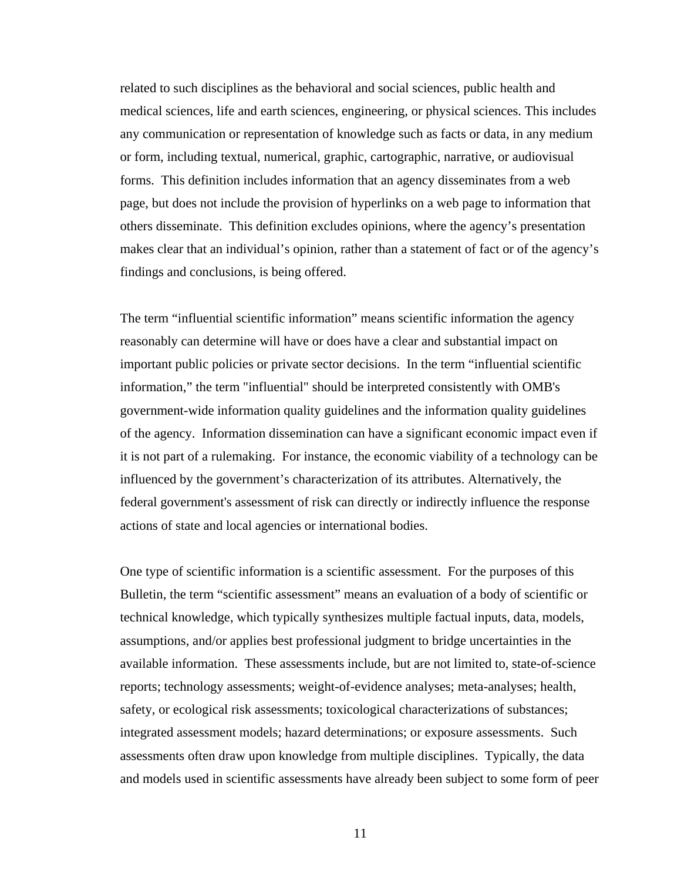related to such disciplines as the behavioral and social sciences, public health and medical sciences, life and earth sciences, engineering, or physical sciences. This includes any communication or representation of knowledge such as facts or data, in any medium or form, including textual, numerical, graphic, cartographic, narrative, or audiovisual forms. This definition includes information that an agency disseminates from a web page, but does not include the provision of hyperlinks on a web page to information that others disseminate. This definition excludes opinions, where the agency's presentation makes clear that an individual's opinion, rather than a statement of fact or of the agency's findings and conclusions, is being offered.

The term "influential scientific information" means scientific information the agency reasonably can determine will have or does have a clear and substantial impact on important public policies or private sector decisions. In the term "influential scientific information," the term "influential" should be interpreted consistently with OMB's government-wide information quality guidelines and the information quality guidelines of the agency. Information dissemination can have a significant economic impact even if it is not part of a rulemaking. For instance, the economic viability of a technology can be influenced by the government's characterization of its attributes. Alternatively, the federal government's assessment of risk can directly or indirectly influence the response actions of state and local agencies or international bodies.

One type of scientific information is a scientific assessment. For the purposes of this Bulletin, the term "scientific assessment" means an evaluation of a body of scientific or technical knowledge, which typically synthesizes multiple factual inputs, data, models, assumptions, and/or applies best professional judgment to bridge uncertainties in the available information. These assessments include, but are not limited to, state-of-science reports; technology assessments; weight-of-evidence analyses; meta-analyses; health, safety, or ecological risk assessments; toxicological characterizations of substances; integrated assessment models; hazard determinations; or exposure assessments. Such assessments often draw upon knowledge from multiple disciplines. Typically, the data and models used in scientific assessments have already been subject to some form of peer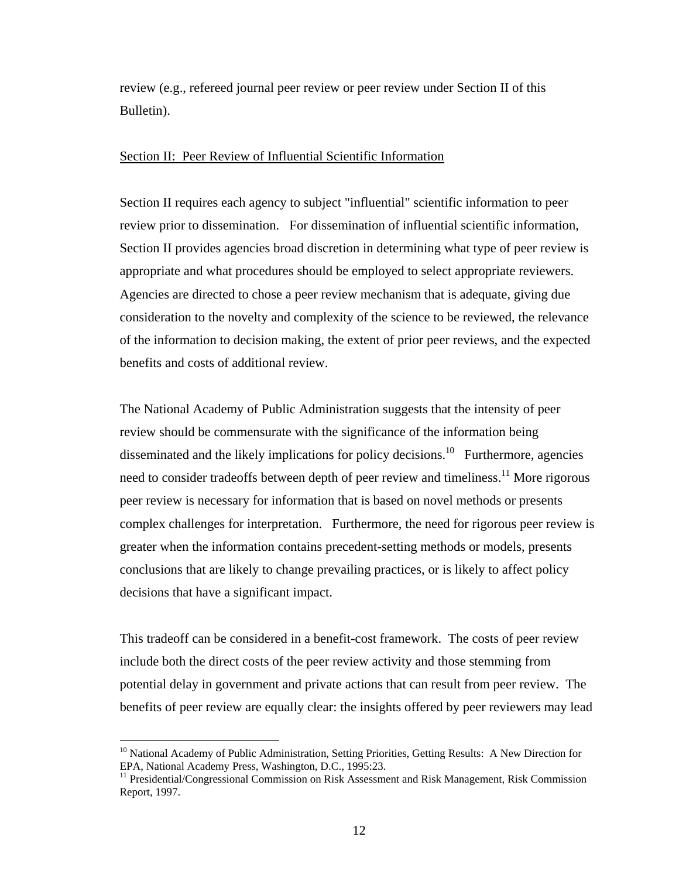review (e.g., refereed journal peer review or peer review under Section II of this Bulletin).

## Section II: Peer Review of Influential Scientific Information

Section II requires each agency to subject "influential" scientific information to peer review prior to dissemination. For dissemination of influential scientific information, Section II provides agencies broad discretion in determining what type of peer review is appropriate and what procedures should be employed to select appropriate reviewers. Agencies are directed to chose a peer review mechanism that is adequate, giving due consideration to the novelty and complexity of the science to be reviewed, the relevance of the information to decision making, the extent of prior peer reviews, and the expected benefits and costs of additional review.

The National Academy of Public Administration suggests that the intensity of peer review should be commensurate with the significance of the information being disseminated and the likely implications for policy decisions.[10] Furthermore, agencies need to consider tradeoffs between depth of peer review and timeliness.[11] More rigorous peer review is necessary for information that is based on novel methods or presents complex challenges for interpretation. Furthermore, the need for rigorous peer review is greater when the information contains precedent-setting methods or models, presents conclusions that are likely to change prevailing practices, or is likely to affect policy decisions that have a significant impact.

This tradeoff can be considered in a benefit-cost framework. The costs of peer review include both the direct costs of the peer review activity and those stemming from potential delay in government and private actions that can result from peer review. The benefits of peer review are equally clear: the insights offered by peer reviewers may lead

---

[10] National Academy of Public Administration, Setting Priorities, Getting Results: A New Direction for EPA, National Academy Press, Washington, D.C., 1995:23.

[11] Presidential/Congressional Commission on Risk Assessment and Risk Management, Risk Commission Report, 1997.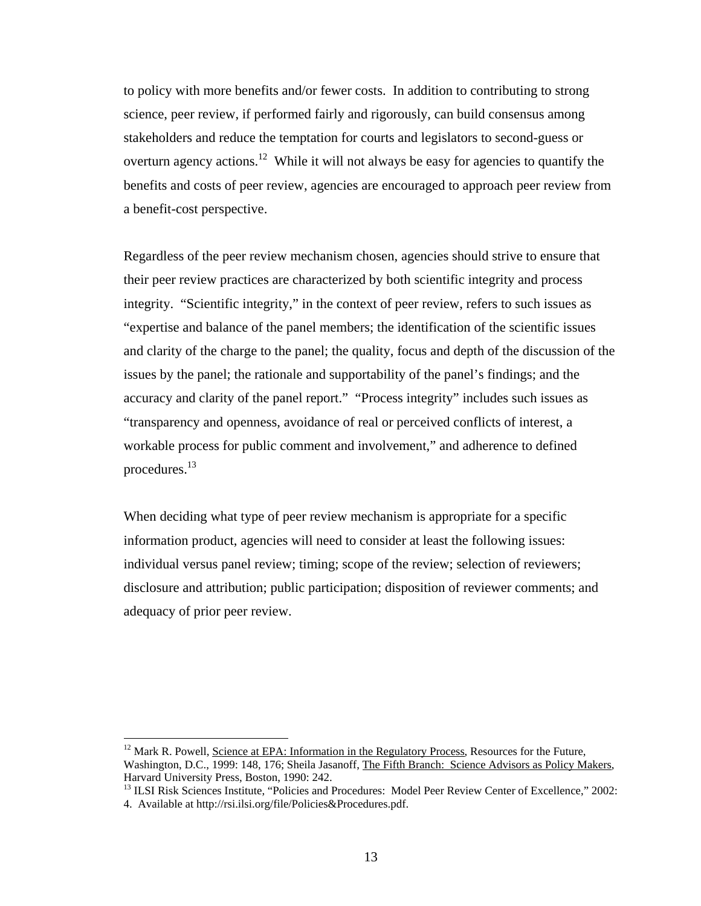to policy with more benefits and/or fewer costs. In addition to contributing to strong science, peer review, if performed fairly and rigorously, can build consensus among stakeholders and reduce the temptation for courts and legislators to second-guess or overturn agency actions.[12] While it will not always be easy for agencies to quantify the benefits and costs of peer review, agencies are encouraged to approach peer review from a benefit-cost perspective.

Regardless of the peer review mechanism chosen, agencies should strive to ensure that their peer review practices are characterized by both scientific integrity and process integrity. "Scientific integrity," in the context of peer review, refers to such issues as "expertise and balance of the panel members; the identification of the scientific issues and clarity of the charge to the panel; the quality, focus and depth of the discussion of the issues by the panel; the rationale and supportability of the panel's findings; and the accuracy and clarity of the panel report." "Process integrity" includes such issues as "transparency and openness, avoidance of real or perceived conflicts of interest, a workable process for public comment and involvement," and adherence to defined procedures.[13]

When deciding what type of peer review mechanism is appropriate for a specific information product, agencies will need to consider at least the following issues: individual versus panel review; timing; scope of the review; selection of reviewers; disclosure and attribution; public participation; disposition of reviewer comments; and adequacy of prior peer review.

---

[12] Mark R. Powell, Science at EPA: Information in the Regulatory Process, Resources for the Future, Washington, D.C., 1999: 148, 176; Sheila Jasanoff, The Fifth Branch: Science Advisors as Policy Makers, Harvard University Press, Boston, 1990: 242.

[13] ILSI Risk Sciences Institute, "Policies and Procedures: Model Peer Review Center of Excellence," 2002: 4. Available at http://rsi.ilsi.org/file/Policies&Procedures.pdf.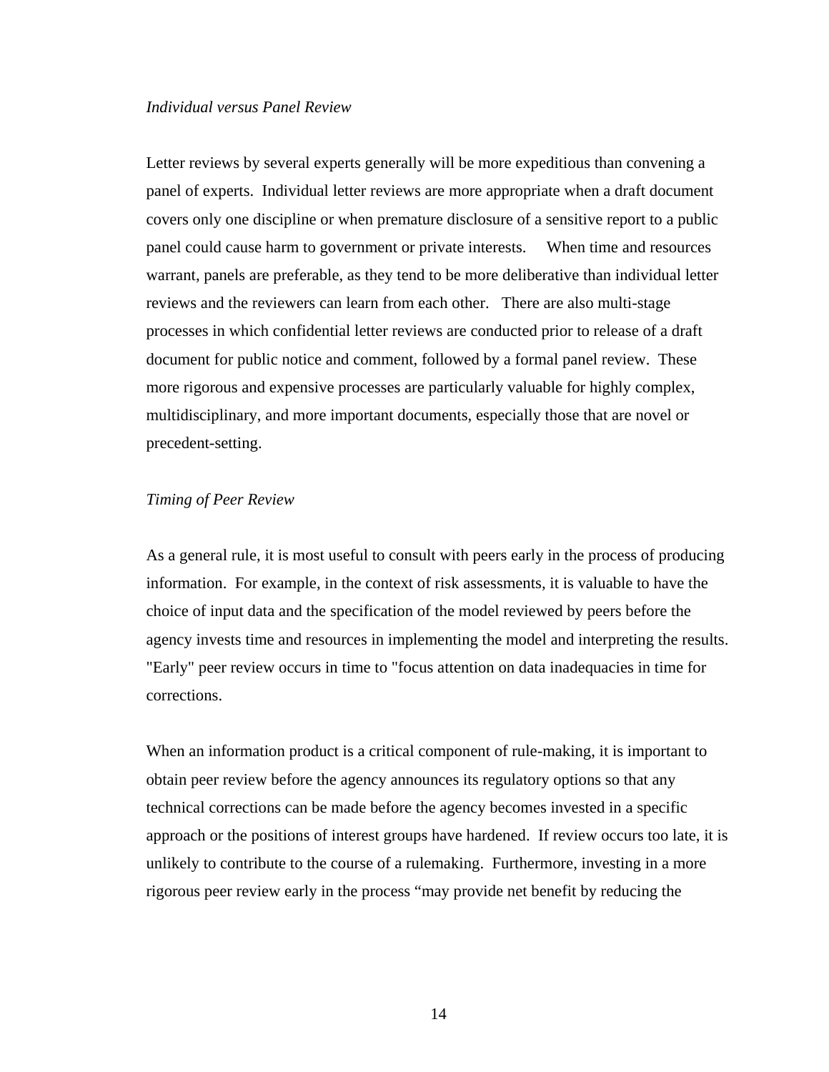*Individual versus Panel Review*

Letter reviews by several experts generally will be more expeditious than convening a panel of experts. Individual letter reviews are more appropriate when a draft document covers only one discipline or when premature disclosure of a sensitive report to a public panel could cause harm to government or private interests. When time and resources warrant, panels are preferable, as they tend to be more deliberative than individual letter reviews and the reviewers can learn from each other. There are also multi-stage processes in which confidential letter reviews are conducted prior to release of a draft document for public notice and comment, followed by a formal panel review. These more rigorous and expensive processes are particularly valuable for highly complex, multidisciplinary, and more important documents, especially those that are novel or precedent-setting.

*Timing of Peer Review*

As a general rule, it is most useful to consult with peers early in the process of producing information. For example, in the context of risk assessments, it is valuable to have the choice of input data and the specification of the model reviewed by peers before the agency invests time and resources in implementing the model and interpreting the results. "Early" peer review occurs in time to "focus attention on data inadequacies in time for corrections.

When an information product is a critical component of rule-making, it is important to obtain peer review before the agency announces its regulatory options so that any technical corrections can be made before the agency becomes invested in a specific approach or the positions of interest groups have hardened. If review occurs too late, it is unlikely to contribute to the course of a rulemaking. Furthermore, investing in a more rigorous peer review early in the process "may provide net benefit by reducing the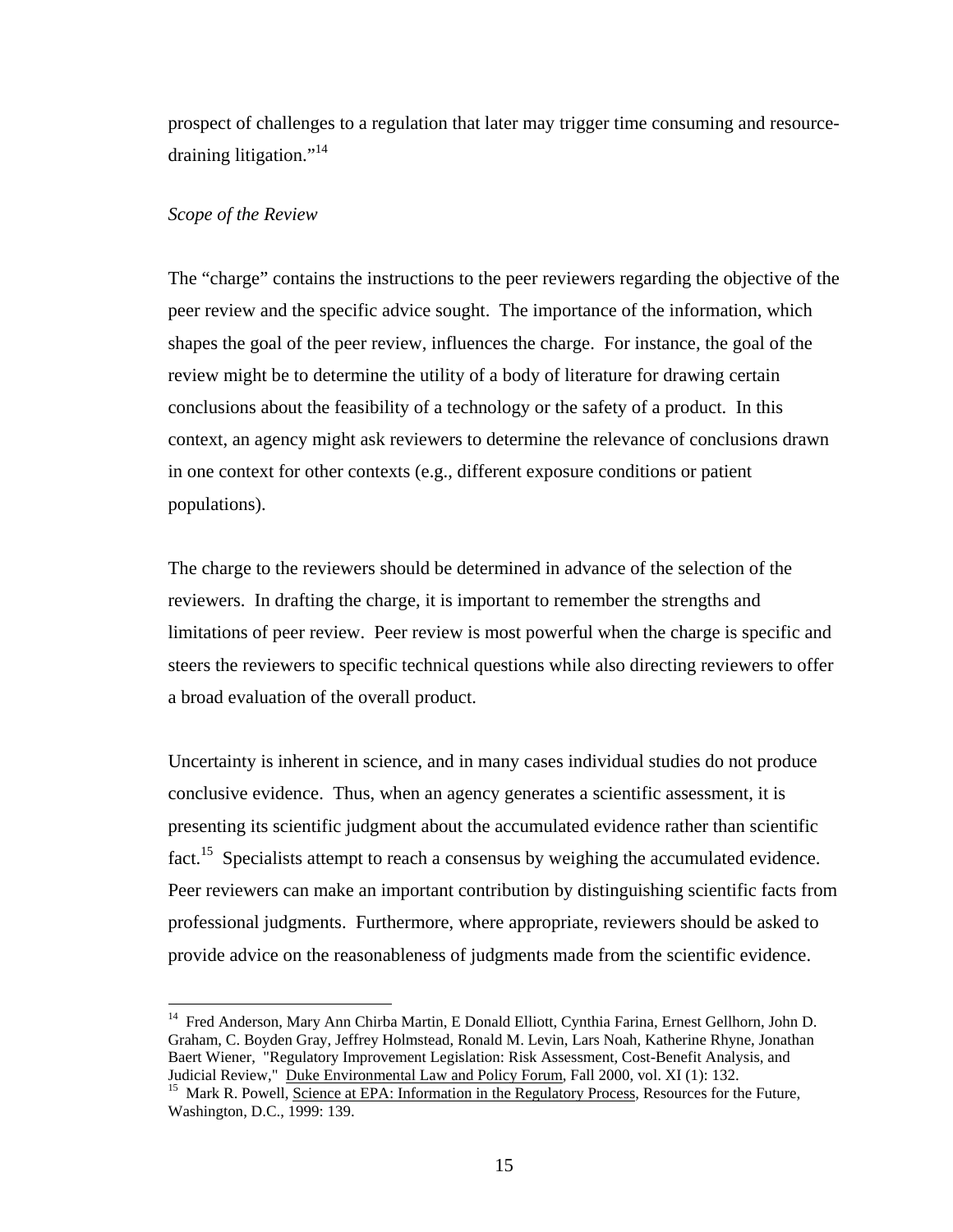prospect of challenges to a regulation that later may trigger time consuming and resource-draining litigation."[14]

*Scope of the Review*

The "charge" contains the instructions to the peer reviewers regarding the objective of the peer review and the specific advice sought. The importance of the information, which shapes the goal of the peer review, influences the charge. For instance, the goal of the review might be to determine the utility of a body of literature for drawing certain conclusions about the feasibility of a technology or the safety of a product. In this context, an agency might ask reviewers to determine the relevance of conclusions drawn in one context for other contexts (e.g., different exposure conditions or patient populations).

The charge to the reviewers should be determined in advance of the selection of the reviewers. In drafting the charge, it is important to remember the strengths and limitations of peer review. Peer review is most powerful when the charge is specific and steers the reviewers to specific technical questions while also directing reviewers to offer a broad evaluation of the overall product.

Uncertainty is inherent in science, and in many cases individual studies do not produce conclusive evidence. Thus, when an agency generates a scientific assessment, it is presenting its scientific judgment about the accumulated evidence rather than scientific fact.[15] Specialists attempt to reach a consensus by weighing the accumulated evidence. Peer reviewers can make an important contribution by distinguishing scientific facts from professional judgments. Furthermore, where appropriate, reviewers should be asked to provide advice on the reasonableness of judgments made from the scientific evidence.

---

[14] Fred Anderson, Mary Ann Chirba Martin, E Donald Elliott, Cynthia Farina, Ernest Gellhorn, John D. Graham, C. Boyden Gray, Jeffrey Holmstead, Ronald M. Levin, Lars Noah, Katherine Rhyne, Jonathan Baert Wiener, "Regulatory Improvement Legislation: Risk Assessment, Cost-Benefit Analysis, and Judicial Review," Duke Environmental Law and Policy Forum, Fall 2000, vol. XI (1): 132.

[15] Mark R. Powell, Science at EPA: Information in the Regulatory Process, Resources for the Future, Washington, D.C., 1999: 139.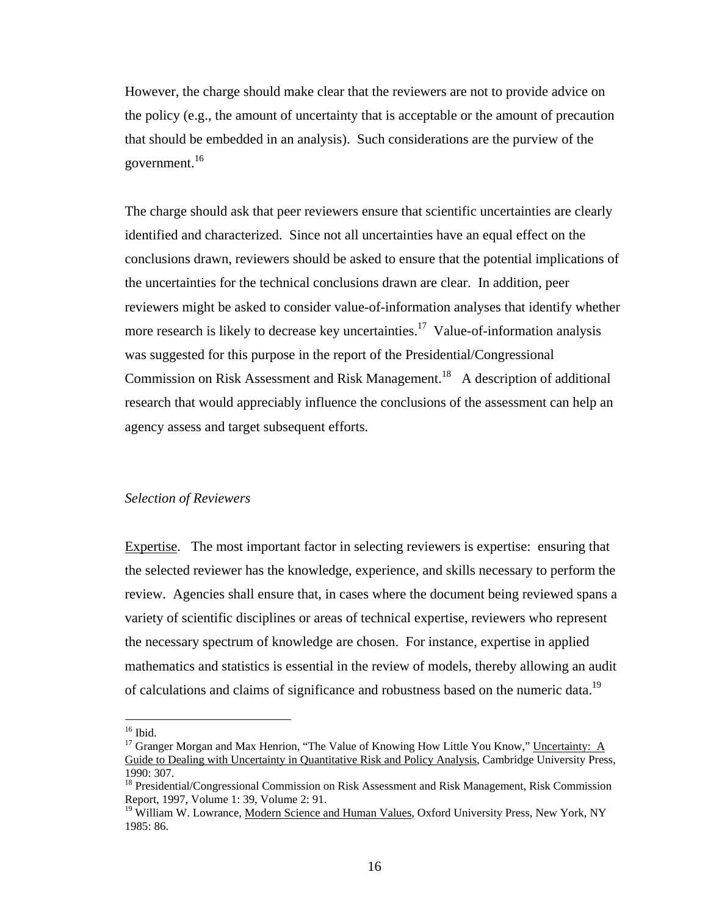However, the charge should make clear that the reviewers are not to provide advice on the policy (e.g., the amount of uncertainty that is acceptable or the amount of precaution that should be embedded in an analysis). Such considerations are the purview of the government.[16]

The charge should ask that peer reviewers ensure that scientific uncertainties are clearly identified and characterized. Since not all uncertainties have an equal effect on the conclusions drawn, reviewers should be asked to ensure that the potential implications of the uncertainties for the technical conclusions drawn are clear. In addition, peer reviewers might be asked to consider value-of-information analyses that identify whether more research is likely to decrease key uncertainties.[17] Value-of-information analysis was suggested for this purpose in the report of the Presidential/Congressional Commission on Risk Assessment and Risk Management.[18] A description of additional research that would appreciably influence the conclusions of the assessment can help an agency assess and target subsequent efforts.

*Selection of Reviewers*

Expertise. The most important factor in selecting reviewers is expertise: ensuring that the selected reviewer has the knowledge, experience, and skills necessary to perform the review. Agencies shall ensure that, in cases where the document being reviewed spans a variety of scientific disciplines or areas of technical expertise, reviewers who represent the necessary spectrum of knowledge are chosen. For instance, expertise in applied mathematics and statistics is essential in the review of models, thereby allowing an audit of calculations and claims of significance and robustness based on the numeric data.[19]

---

[16] Ibid.

[17] Granger Morgan and Max Henrion, "The Value of Knowing How Little You Know," Uncertainty: A Guide to Dealing with Uncertainty in Quantitative Risk and Policy Analysis, Cambridge University Press, 1990: 307.

[18] Presidential/Congressional Commission on Risk Assessment and Risk Management, Risk Commission Report, 1997, Volume 1: 39, Volume 2: 91.

[19] William W. Lowrance, Modern Science and Human Values, Oxford University Press, New York, NY 1985: 86.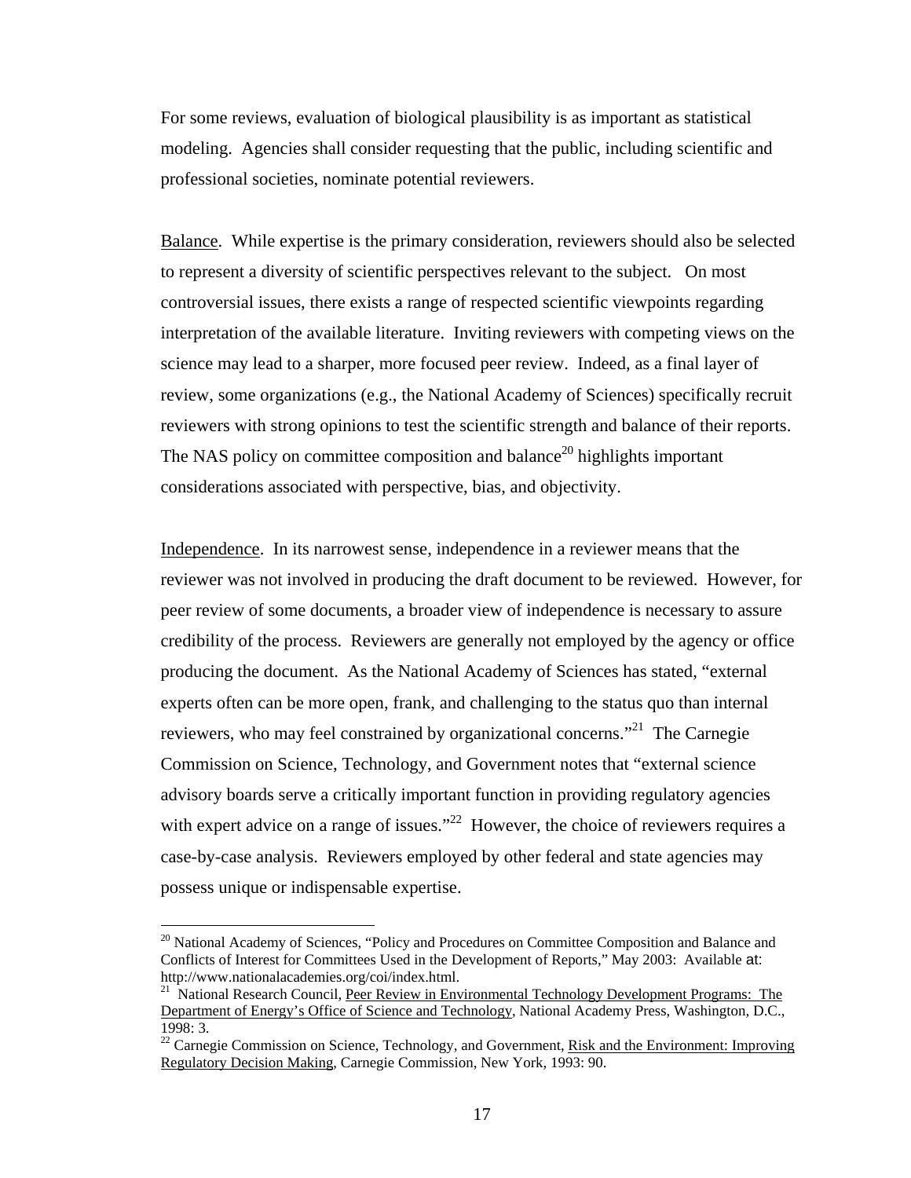For some reviews, evaluation of biological plausibility is as important as statistical modeling. Agencies shall consider requesting that the public, including scientific and professional societies, nominate potential reviewers.

Balance. While expertise is the primary consideration, reviewers should also be selected to represent a diversity of scientific perspectives relevant to the subject. On most controversial issues, there exists a range of respected scientific viewpoints regarding interpretation of the available literature. Inviting reviewers with competing views on the science may lead to a sharper, more focused peer review. Indeed, as a final layer of review, some organizations (e.g., the National Academy of Sciences) specifically recruit reviewers with strong opinions to test the scientific strength and balance of their reports. The NAS policy on committee composition and balance[20] highlights important considerations associated with perspective, bias, and objectivity.

Independence. In its narrowest sense, independence in a reviewer means that the reviewer was not involved in producing the draft document to be reviewed. However, for peer review of some documents, a broader view of independence is necessary to assure credibility of the process. Reviewers are generally not employed by the agency or office producing the document. As the National Academy of Sciences has stated, "external experts often can be more open, frank, and challenging to the status quo than internal reviewers, who may feel constrained by organizational concerns."[21] The Carnegie Commission on Science, Technology, and Government notes that "external science advisory boards serve a critically important function in providing regulatory agencies with expert advice on a range of issues."[22] However, the choice of reviewers requires a case-by-case analysis. Reviewers employed by other federal and state agencies may possess unique or indispensable expertise.

---

[20] National Academy of Sciences, "Policy and Procedures on Committee Composition and Balance and Conflicts of Interest for Committees Used in the Development of Reports," May 2003: Available at: http://www.nationalacademies.org/coi/index.html.

[21] National Research Council, Peer Review in Environmental Technology Development Programs: The Department of Energy's Office of Science and Technology, National Academy Press, Washington, D.C., 1998: 3.

[22] Carnegie Commission on Science, Technology, and Government, Risk and the Environment: Improving Regulatory Decision Making, Carnegie Commission, New York, 1993: 90.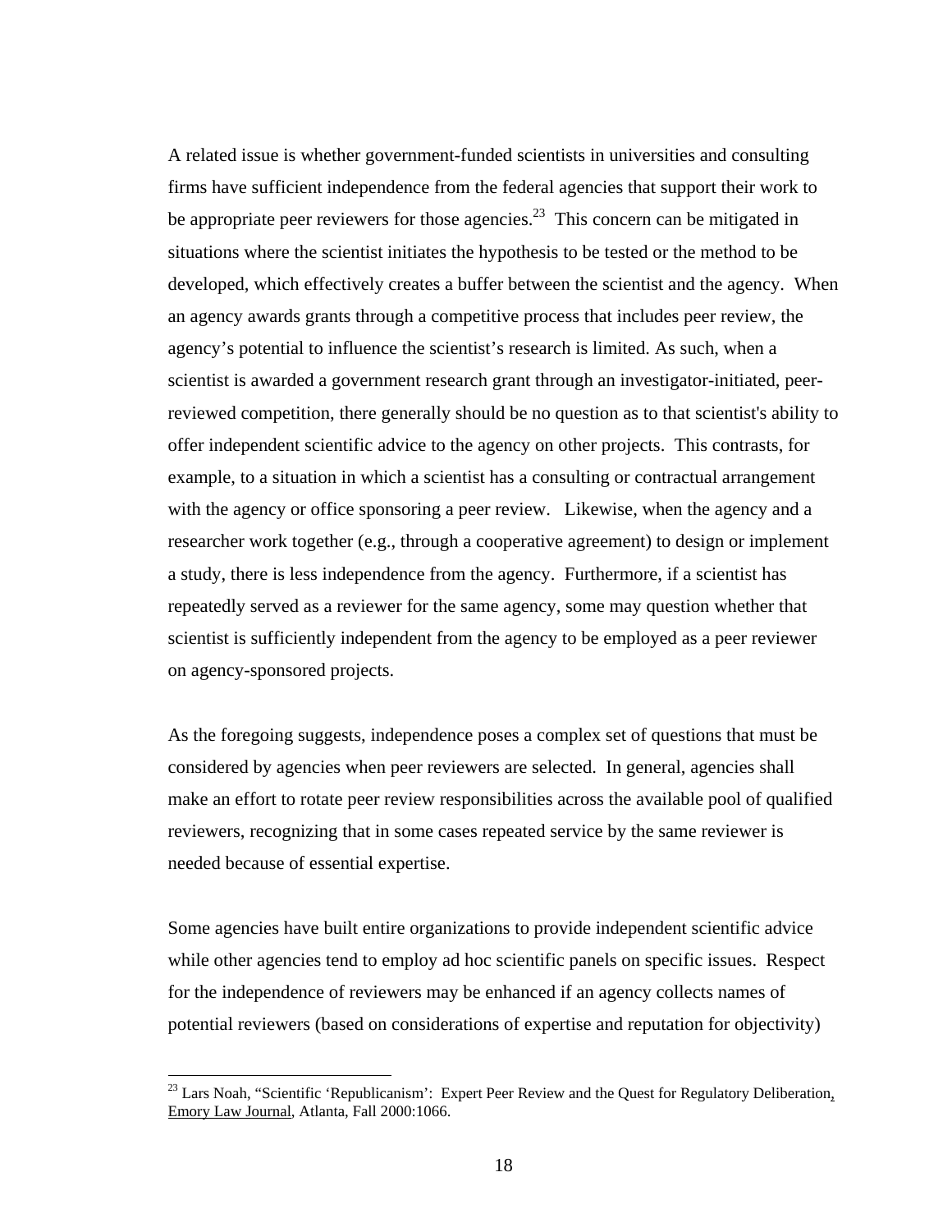A related issue is whether government-funded scientists in universities and consulting firms have sufficient independence from the federal agencies that support their work to be appropriate peer reviewers for those agencies.[23] This concern can be mitigated in situations where the scientist initiates the hypothesis to be tested or the method to be developed, which effectively creates a buffer between the scientist and the agency. When an agency awards grants through a competitive process that includes peer review, the agency's potential to influence the scientist's research is limited. As such, when a scientist is awarded a government research grant through an investigator-initiated, peer-reviewed competition, there generally should be no question as to that scientist's ability to offer independent scientific advice to the agency on other projects. This contrasts, for example, to a situation in which a scientist has a consulting or contractual arrangement with the agency or office sponsoring a peer review. Likewise, when the agency and a researcher work together (e.g., through a cooperative agreement) to design or implement a study, there is less independence from the agency. Furthermore, if a scientist has repeatedly served as a reviewer for the same agency, some may question whether that scientist is sufficiently independent from the agency to be employed as a peer reviewer on agency-sponsored projects.

As the foregoing suggests, independence poses a complex set of questions that must be considered by agencies when peer reviewers are selected. In general, agencies shall make an effort to rotate peer review responsibilities across the available pool of qualified reviewers, recognizing that in some cases repeated service by the same reviewer is needed because of essential expertise.

Some agencies have built entire organizations to provide independent scientific advice while other agencies tend to employ ad hoc scientific panels on specific issues. Respect for the independence of reviewers may be enhanced if an agency collects names of potential reviewers (based on considerations of expertise and reputation for objectivity)

---

[23] Lars Noah, "Scientific 'Republicanism': Expert Peer Review and the Quest for Regulatory Deliberation, Emory Law Journal, Atlanta, Fall 2000:1066.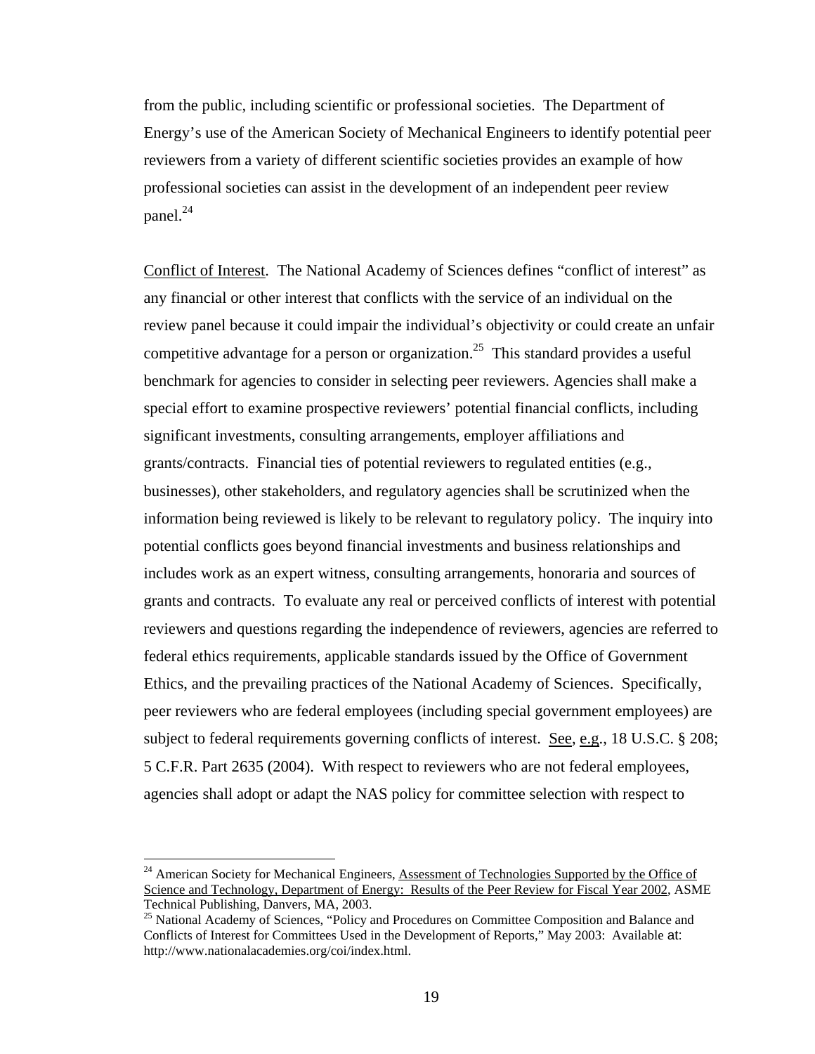from the public, including scientific or professional societies. The Department of Energy's use of the American Society of Mechanical Engineers to identify potential peer reviewers from a variety of different scientific societies provides an example of how professional societies can assist in the development of an independent peer review panel.[24]

Conflict of Interest. The National Academy of Sciences defines "conflict of interest" as any financial or other interest that conflicts with the service of an individual on the review panel because it could impair the individual's objectivity or could create an unfair competitive advantage for a person or organization.[25] This standard provides a useful benchmark for agencies to consider in selecting peer reviewers. Agencies shall make a special effort to examine prospective reviewers' potential financial conflicts, including significant investments, consulting arrangements, employer affiliations and grants/contracts. Financial ties of potential reviewers to regulated entities (e.g., businesses), other stakeholders, and regulatory agencies shall be scrutinized when the information being reviewed is likely to be relevant to regulatory policy. The inquiry into potential conflicts goes beyond financial investments and business relationships and includes work as an expert witness, consulting arrangements, honoraria and sources of grants and contracts. To evaluate any real or perceived conflicts of interest with potential reviewers and questions regarding the independence of reviewers, agencies are referred to federal ethics requirements, applicable standards issued by the Office of Government Ethics, and the prevailing practices of the National Academy of Sciences. Specifically, peer reviewers who are federal employees (including special government employees) are subject to federal requirements governing conflicts of interest. See, e.g., 18 U.S.C. § 208; 5 C.F.R. Part 2635 (2004). With respect to reviewers who are not federal employees, agencies shall adopt or adapt the NAS policy for committee selection with respect to

---

[24] American Society for Mechanical Engineers, Assessment of Technologies Supported by the Office of Science and Technology, Department of Energy: Results of the Peer Review for Fiscal Year 2002, ASME Technical Publishing, Danvers, MA, 2003.

[25] National Academy of Sciences, "Policy and Procedures on Committee Composition and Balance and Conflicts of Interest for Committees Used in the Development of Reports," May 2003: Available at: http://www.nationalacademies.org/coi/index.html.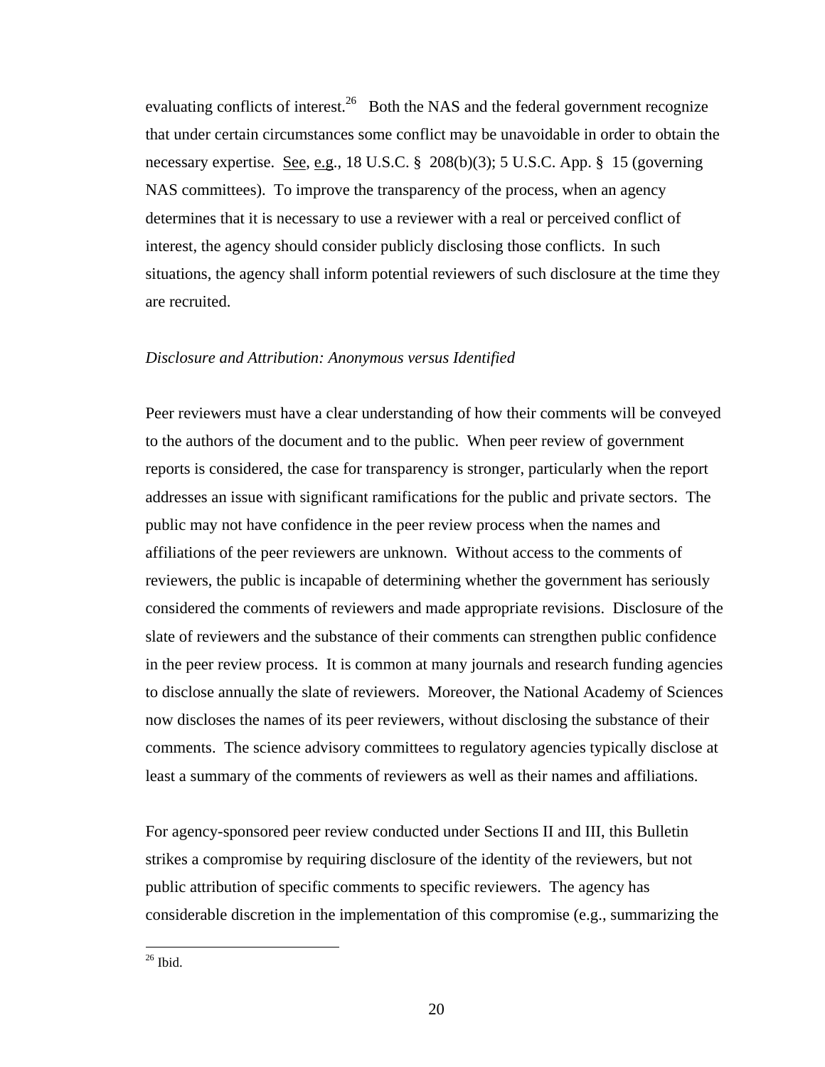evaluating conflicts of interest.[26] Both the NAS and the federal government recognize that under certain circumstances some conflict may be unavoidable in order to obtain the necessary expertise. See, e.g., 18 U.S.C. § 208(b)(3); 5 U.S.C. App. § 15 (governing NAS committees). To improve the transparency of the process, when an agency determines that it is necessary to use a reviewer with a real or perceived conflict of interest, the agency should consider publicly disclosing those conflicts. In such situations, the agency shall inform potential reviewers of such disclosure at the time they are recruited.

*Disclosure and Attribution: Anonymous versus Identified*

Peer reviewers must have a clear understanding of how their comments will be conveyed to the authors of the document and to the public. When peer review of government reports is considered, the case for transparency is stronger, particularly when the report addresses an issue with significant ramifications for the public and private sectors. The public may not have confidence in the peer review process when the names and affiliations of the peer reviewers are unknown. Without access to the comments of reviewers, the public is incapable of determining whether the government has seriously considered the comments of reviewers and made appropriate revisions. Disclosure of the slate of reviewers and the substance of their comments can strengthen public confidence in the peer review process. It is common at many journals and research funding agencies to disclose annually the slate of reviewers. Moreover, the National Academy of Sciences now discloses the names of its peer reviewers, without disclosing the substance of their comments. The science advisory committees to regulatory agencies typically disclose at least a summary of the comments of reviewers as well as their names and affiliations.

For agency-sponsored peer review conducted under Sections II and III, this Bulletin strikes a compromise by requiring disclosure of the identity of the reviewers, but not public attribution of specific comments to specific reviewers. The agency has considerable discretion in the implementation of this compromise (e.g., summarizing the

[26] Ibid.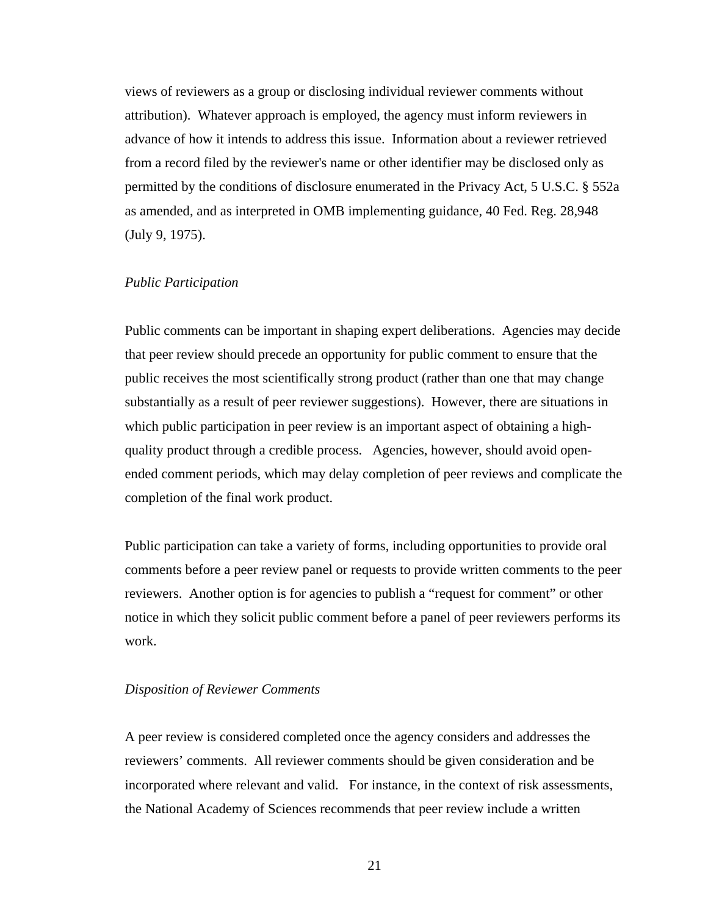views of reviewers as a group or disclosing individual reviewer comments without attribution). Whatever approach is employed, the agency must inform reviewers in advance of how it intends to address this issue. Information about a reviewer retrieved from a record filed by the reviewer's name or other identifier may be disclosed only as permitted by the conditions of disclosure enumerated in the Privacy Act, 5 U.S.C. § 552a as amended, and as interpreted in OMB implementing guidance, 40 Fed. Reg. 28,948 (July 9, 1975).

*Public Participation*

Public comments can be important in shaping expert deliberations. Agencies may decide that peer review should precede an opportunity for public comment to ensure that the public receives the most scientifically strong product (rather than one that may change substantially as a result of peer reviewer suggestions). However, there are situations in which public participation in peer review is an important aspect of obtaining a high-quality product through a credible process. Agencies, however, should avoid open-ended comment periods, which may delay completion of peer reviews and complicate the completion of the final work product.

Public participation can take a variety of forms, including opportunities to provide oral comments before a peer review panel or requests to provide written comments to the peer reviewers. Another option is for agencies to publish a "request for comment" or other notice in which they solicit public comment before a panel of peer reviewers performs its work.

*Disposition of Reviewer Comments*

A peer review is considered completed once the agency considers and addresses the reviewers' comments. All reviewer comments should be given consideration and be incorporated where relevant and valid. For instance, in the context of risk assessments, the National Academy of Sciences recommends that peer review include a written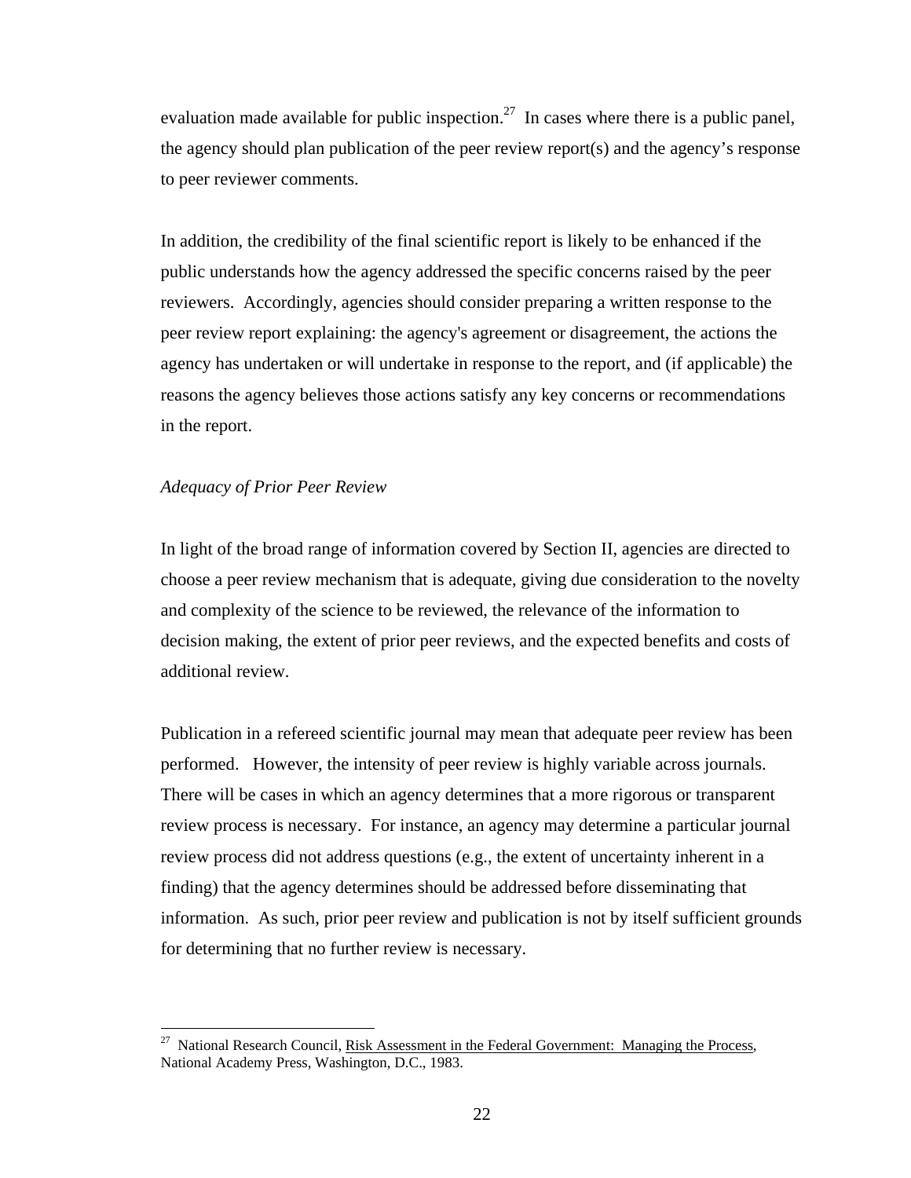evaluation made available for public inspection.[27] In cases where there is a public panel, the agency should plan publication of the peer review report(s) and the agency's response to peer reviewer comments.

In addition, the credibility of the final scientific report is likely to be enhanced if the public understands how the agency addressed the specific concerns raised by the peer reviewers. Accordingly, agencies should consider preparing a written response to the peer review report explaining: the agency's agreement or disagreement, the actions the agency has undertaken or will undertake in response to the report, and (if applicable) the reasons the agency believes those actions satisfy any key concerns or recommendations in the report.

*Adequacy of Prior Peer Review*

In light of the broad range of information covered by Section II, agencies are directed to choose a peer review mechanism that is adequate, giving due consideration to the novelty and complexity of the science to be reviewed, the relevance of the information to decision making, the extent of prior peer reviews, and the expected benefits and costs of additional review.

Publication in a refereed scientific journal may mean that adequate peer review has been performed. However, the intensity of peer review is highly variable across journals. There will be cases in which an agency determines that a more rigorous or transparent review process is necessary. For instance, an agency may determine a particular journal review process did not address questions (e.g., the extent of uncertainty inherent in a finding) that the agency determines should be addressed before disseminating that information. As such, prior peer review and publication is not by itself sufficient grounds for determining that no further review is necessary.

---

[27] National Research Council, Risk Assessment in the Federal Government: Managing the Process, National Academy Press, Washington, D.C., 1983.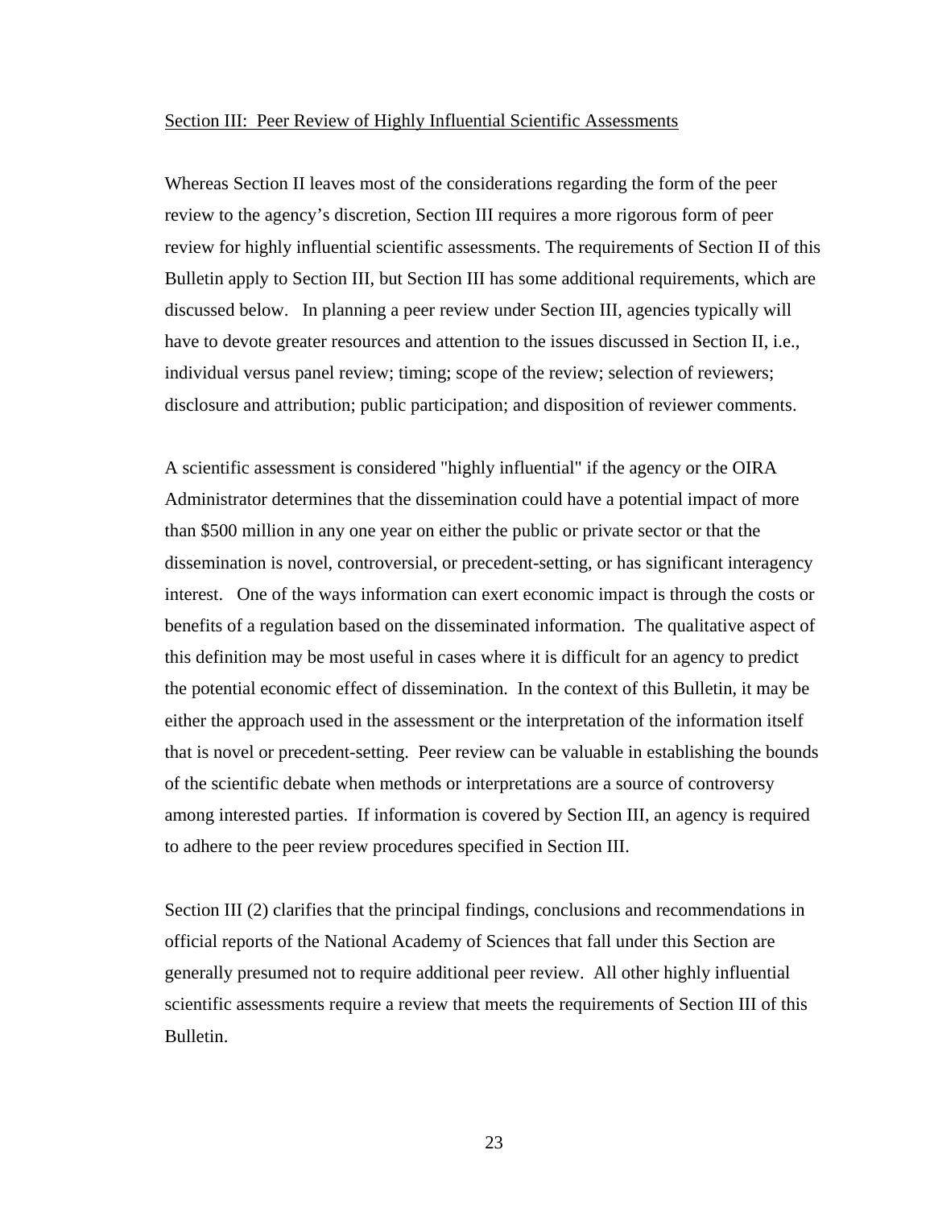<u>Section III: Peer Review of Highly Influential Scientific Assessments</u>

Whereas Section II leaves most of the considerations regarding the form of the peer review to the agency's discretion, Section III requires a more rigorous form of peer review for highly influential scientific assessments. The requirements of Section II of this Bulletin apply to Section III, but Section III has some additional requirements, which are discussed below. In planning a peer review under Section III, agencies typically will have to devote greater resources and attention to the issues discussed in Section II, i.e., individual versus panel review; timing; scope of the review; selection of reviewers; disclosure and attribution; public participation; and disposition of reviewer comments.

A scientific assessment is considered "highly influential" if the agency or the OIRA Administrator determines that the dissemination could have a potential impact of more than $500 million in any one year on either the public or private sector or that the dissemination is novel, controversial, or precedent-setting, or has significant interagency interest. One of the ways information can exert economic impact is through the costs or benefits of a regulation based on the disseminated information. The qualitative aspect of this definition may be most useful in cases where it is difficult for an agency to predict the potential economic effect of dissemination. In the context of this Bulletin, it may be either the approach used in the assessment or the interpretation of the information itself that is novel or precedent-setting. Peer review can be valuable in establishing the bounds of the scientific debate when methods or interpretations are a source of controversy among interested parties. If information is covered by Section III, an agency is required to adhere to the peer review procedures specified in Section III.

Section III (2) clarifies that the principal findings, conclusions and recommendations in official reports of the National Academy of Sciences that fall under this Section are generally presumed not to require additional peer review. All other highly influential scientific assessments require a review that meets the requirements of Section III of this Bulletin.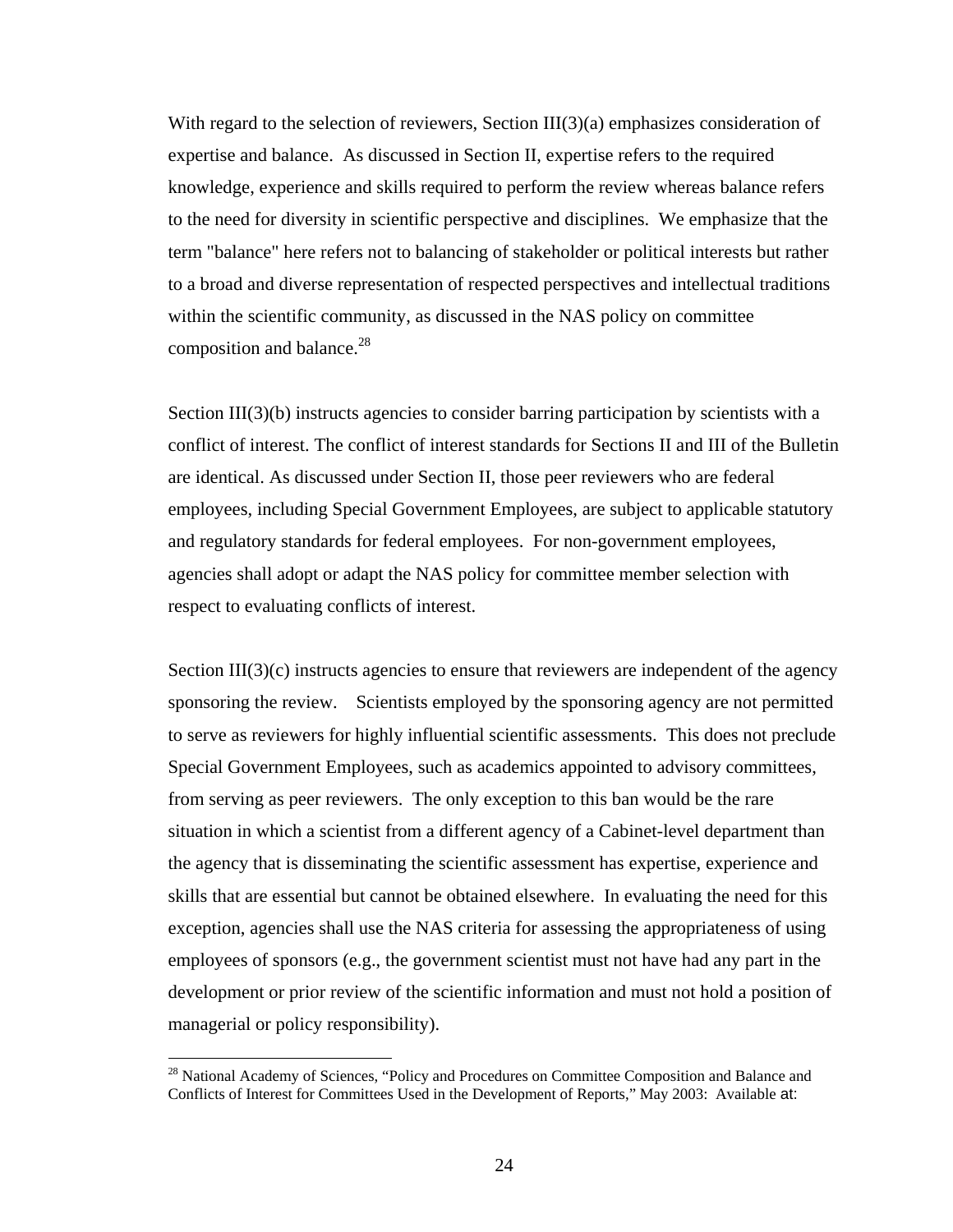With regard to the selection of reviewers, Section III(3)(a) emphasizes consideration of expertise and balance. As discussed in Section II, expertise refers to the required knowledge, experience and skills required to perform the review whereas balance refers to the need for diversity in scientific perspective and disciplines. We emphasize that the term "balance" here refers not to balancing of stakeholder or political interests but rather to a broad and diverse representation of respected perspectives and intellectual traditions within the scientific community, as discussed in the NAS policy on committee composition and balance.[28]

Section III(3)(b) instructs agencies to consider barring participation by scientists with a conflict of interest. The conflict of interest standards for Sections II and III of the Bulletin are identical. As discussed under Section II, those peer reviewers who are federal employees, including Special Government Employees, are subject to applicable statutory and regulatory standards for federal employees. For non-government employees, agencies shall adopt or adapt the NAS policy for committee member selection with respect to evaluating conflicts of interest.

Section III(3)(c) instructs agencies to ensure that reviewers are independent of the agency sponsoring the review. Scientists employed by the sponsoring agency are not permitted to serve as reviewers for highly influential scientific assessments. This does not preclude Special Government Employees, such as academics appointed to advisory committees, from serving as peer reviewers. The only exception to this ban would be the rare situation in which a scientist from a different agency of a Cabinet-level department than the agency that is disseminating the scientific assessment has expertise, experience and skills that are essential but cannot be obtained elsewhere. In evaluating the need for this exception, agencies shall use the NAS criteria for assessing the appropriateness of using employees of sponsors (e.g., the government scientist must not have had any part in the development or prior review of the scientific information and must not hold a position of managerial or policy responsibility).

[28] National Academy of Sciences, "Policy and Procedures on Committee Composition and Balance and Conflicts of Interest for Committees Used in the Development of Reports," May 2003: Available at: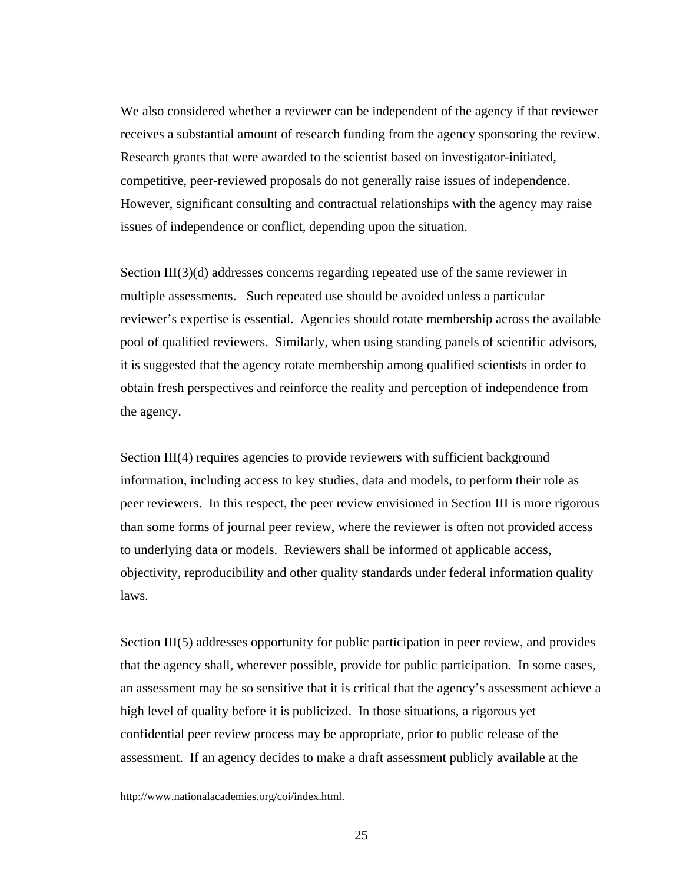We also considered whether a reviewer can be independent of the agency if that reviewer receives a substantial amount of research funding from the agency sponsoring the review. Research grants that were awarded to the scientist based on investigator-initiated, competitive, peer-reviewed proposals do not generally raise issues of independence. However, significant consulting and contractual relationships with the agency may raise issues of independence or conflict, depending upon the situation.

Section III(3)(d) addresses concerns regarding repeated use of the same reviewer in multiple assessments. Such repeated use should be avoided unless a particular reviewer's expertise is essential. Agencies should rotate membership across the available pool of qualified reviewers. Similarly, when using standing panels of scientific advisors, it is suggested that the agency rotate membership among qualified scientists in order to obtain fresh perspectives and reinforce the reality and perception of independence from the agency.

Section III(4) requires agencies to provide reviewers with sufficient background information, including access to key studies, data and models, to perform their role as peer reviewers. In this respect, the peer review envisioned in Section III is more rigorous than some forms of journal peer review, where the reviewer is often not provided access to underlying data or models. Reviewers shall be informed of applicable access, objectivity, reproducibility and other quality standards under federal information quality laws.

Section III(5) addresses opportunity for public participation in peer review, and provides that the agency shall, wherever possible, provide for public participation. In some cases, an assessment may be so sensitive that it is critical that the agency's assessment achieve a high level of quality before it is publicized. In those situations, a rigorous yet confidential peer review process may be appropriate, prior to public release of the assessment. If an agency decides to make a draft assessment publicly available at the

---

http://www.nationalacademies.org/coi/index.html.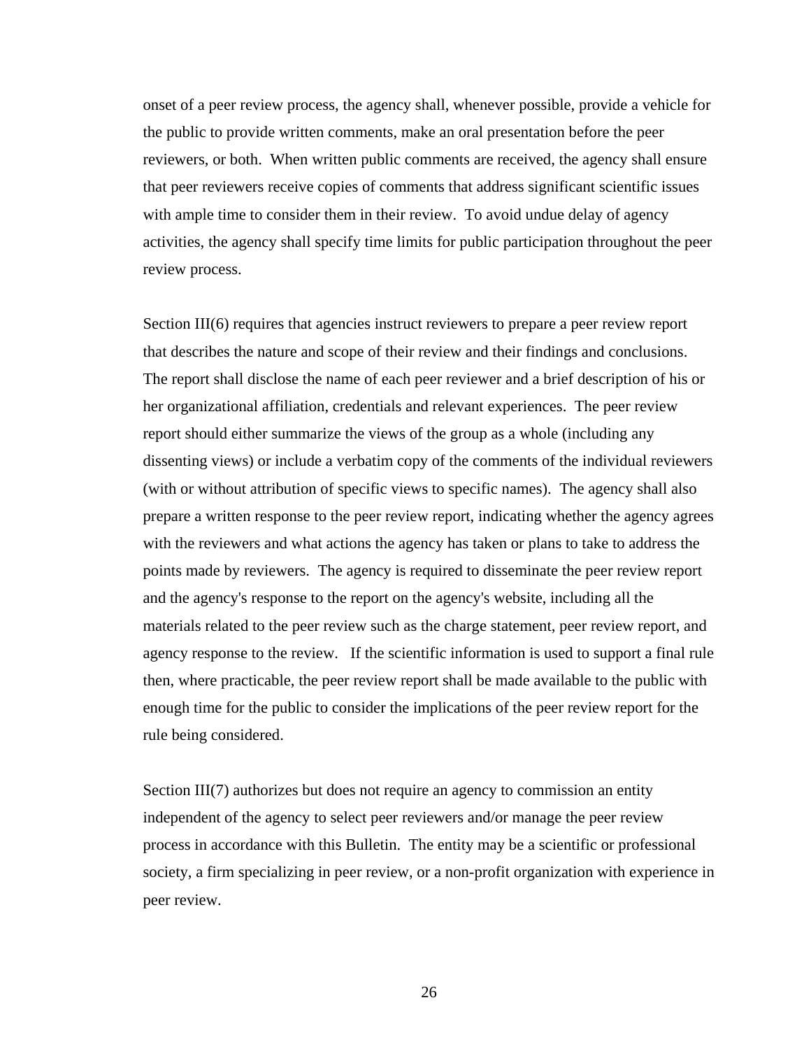onset of a peer review process, the agency shall, whenever possible, provide a vehicle for the public to provide written comments, make an oral presentation before the peer reviewers, or both. When written public comments are received, the agency shall ensure that peer reviewers receive copies of comments that address significant scientific issues with ample time to consider them in their review. To avoid undue delay of agency activities, the agency shall specify time limits for public participation throughout the peer review process.

Section III(6) requires that agencies instruct reviewers to prepare a peer review report that describes the nature and scope of their review and their findings and conclusions. The report shall disclose the name of each peer reviewer and a brief description of his or her organizational affiliation, credentials and relevant experiences. The peer review report should either summarize the views of the group as a whole (including any dissenting views) or include a verbatim copy of the comments of the individual reviewers (with or without attribution of specific views to specific names). The agency shall also prepare a written response to the peer review report, indicating whether the agency agrees with the reviewers and what actions the agency has taken or plans to take to address the points made by reviewers. The agency is required to disseminate the peer review report and the agency's response to the report on the agency's website, including all the materials related to the peer review such as the charge statement, peer review report, and agency response to the review. If the scientific information is used to support a final rule then, where practicable, the peer review report shall be made available to the public with enough time for the public to consider the implications of the peer review report for the rule being considered.

Section III(7) authorizes but does not require an agency to commission an entity independent of the agency to select peer reviewers and/or manage the peer review process in accordance with this Bulletin. The entity may be a scientific or professional society, a firm specializing in peer review, or a non-profit organization with experience in peer review.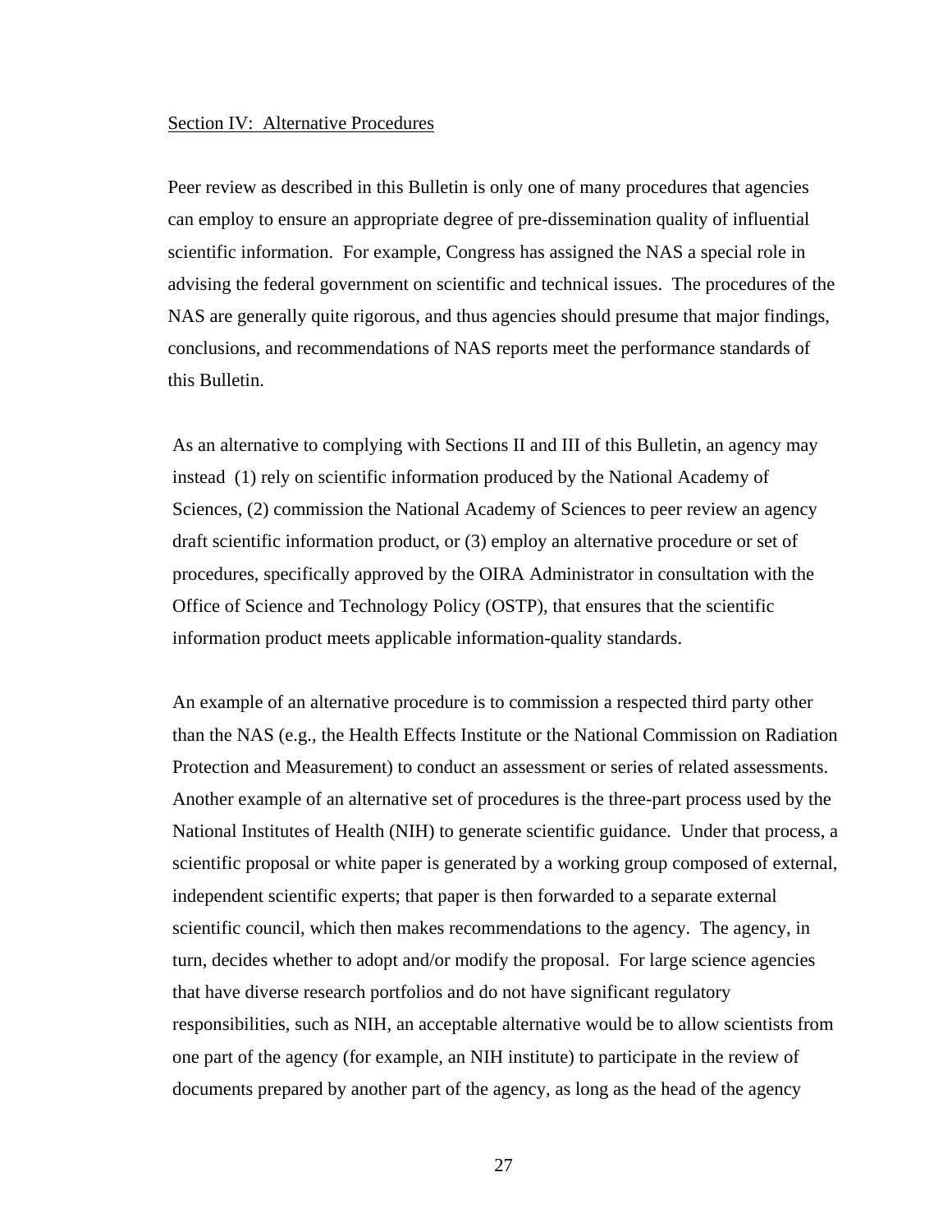## Section IV: Alternative Procedures

Peer review as described in this Bulletin is only one of many procedures that agencies can employ to ensure an appropriate degree of pre-dissemination quality of influential scientific information. For example, Congress has assigned the NAS a special role in advising the federal government on scientific and technical issues. The procedures of the NAS are generally quite rigorous, and thus agencies should presume that major findings, conclusions, and recommendations of NAS reports meet the performance standards of this Bulletin.

As an alternative to complying with Sections II and III of this Bulletin, an agency may instead (1) rely on scientific information produced by the National Academy of Sciences, (2) commission the National Academy of Sciences to peer review an agency draft scientific information product, or (3) employ an alternative procedure or set of procedures, specifically approved by the OIRA Administrator in consultation with the Office of Science and Technology Policy (OSTP), that ensures that the scientific information product meets applicable information-quality standards.

An example of an alternative procedure is to commission a respected third party other than the NAS (e.g., the Health Effects Institute or the National Commission on Radiation Protection and Measurement) to conduct an assessment or series of related assessments. Another example of an alternative set of procedures is the three-part process used by the National Institutes of Health (NIH) to generate scientific guidance. Under that process, a scientific proposal or white paper is generated by a working group composed of external, independent scientific experts; that paper is then forwarded to a separate external scientific council, which then makes recommendations to the agency. The agency, in turn, decides whether to adopt and/or modify the proposal. For large science agencies that have diverse research portfolios and do not have significant regulatory responsibilities, such as NIH, an acceptable alternative would be to allow scientists from one part of the agency (for example, an NIH institute) to participate in the review of documents prepared by another part of the agency, as long as the head of the agency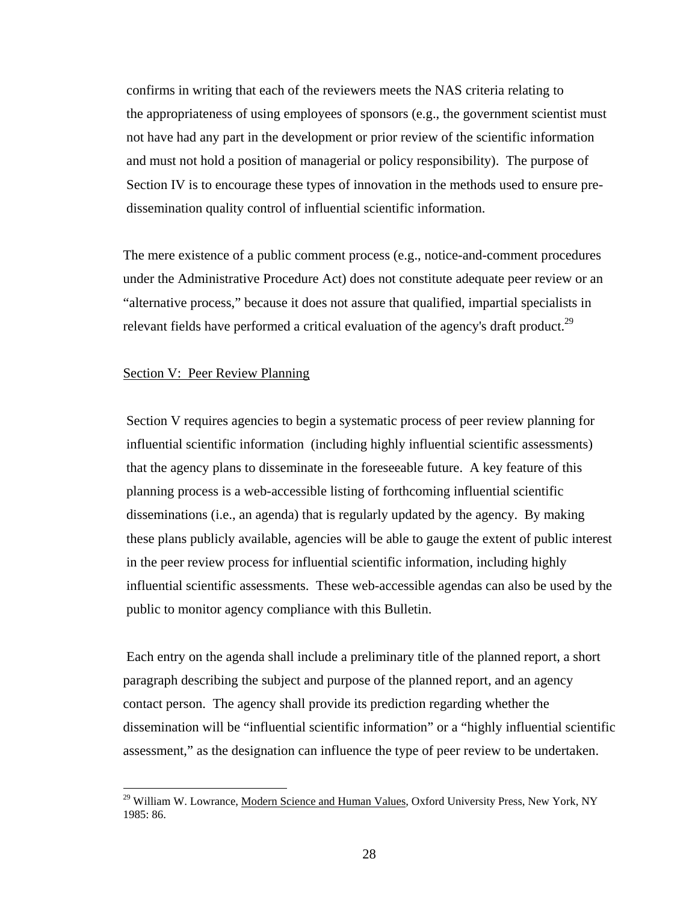confirms in writing that each of the reviewers meets the NAS criteria relating to the appropriateness of using employees of sponsors (e.g., the government scientist must not have had any part in the development or prior review of the scientific information and must not hold a position of managerial or policy responsibility). The purpose of Section IV is to encourage these types of innovation in the methods used to ensure pre-dissemination quality control of influential scientific information.

The mere existence of a public comment process (e.g., notice-and-comment procedures under the Administrative Procedure Act) does not constitute adequate peer review or an "alternative process," because it does not assure that qualified, impartial specialists in relevant fields have performed a critical evaluation of the agency's draft product.[29]

<u>Section V: Peer Review Planning</u>

Section V requires agencies to begin a systematic process of peer review planning for influential scientific information (including highly influential scientific assessments) that the agency plans to disseminate in the foreseeable future. A key feature of this planning process is a web-accessible listing of forthcoming influential scientific disseminations (i.e., an agenda) that is regularly updated by the agency. By making these plans publicly available, agencies will be able to gauge the extent of public interest in the peer review process for influential scientific information, including highly influential scientific assessments. These web-accessible agendas can also be used by the public to monitor agency compliance with this Bulletin.

Each entry on the agenda shall include a preliminary title of the planned report, a short paragraph describing the subject and purpose of the planned report, and an agency contact person. The agency shall provide its prediction regarding whether the dissemination will be "influential scientific information" or a "highly influential scientific assessment," as the designation can influence the type of peer review to be undertaken.

---

[29] William W. Lowrance, <u>Modern Science and Human Values</u>, Oxford University Press, New York, NY 1985: 86.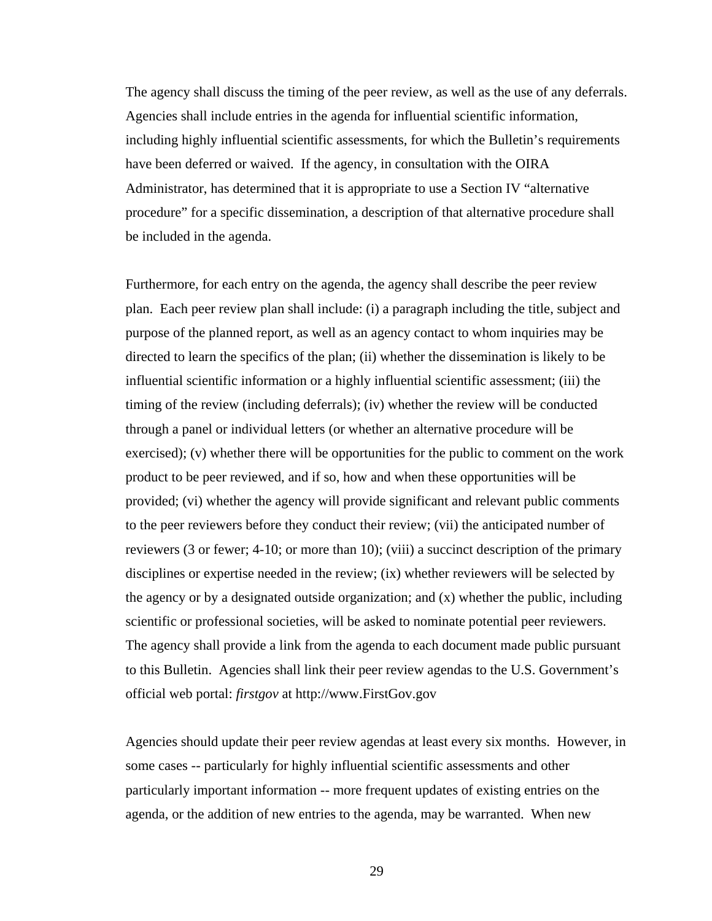The agency shall discuss the timing of the peer review, as well as the use of any deferrals. Agencies shall include entries in the agenda for influential scientific information, including highly influential scientific assessments, for which the Bulletin's requirements have been deferred or waived. If the agency, in consultation with the OIRA Administrator, has determined that it is appropriate to use a Section IV "alternative procedure" for a specific dissemination, a description of that alternative procedure shall be included in the agenda.

Furthermore, for each entry on the agenda, the agency shall describe the peer review plan. Each peer review plan shall include: (i) a paragraph including the title, subject and purpose of the planned report, as well as an agency contact to whom inquiries may be directed to learn the specifics of the plan; (ii) whether the dissemination is likely to be influential scientific information or a highly influential scientific assessment; (iii) the timing of the review (including deferrals); (iv) whether the review will be conducted through a panel or individual letters (or whether an alternative procedure will be exercised); (v) whether there will be opportunities for the public to comment on the work product to be peer reviewed, and if so, how and when these opportunities will be provided; (vi) whether the agency will provide significant and relevant public comments to the peer reviewers before they conduct their review; (vii) the anticipated number of reviewers (3 or fewer; 4-10; or more than 10); (viii) a succinct description of the primary disciplines or expertise needed in the review; (ix) whether reviewers will be selected by the agency or by a designated outside organization; and (x) whether the public, including scientific or professional societies, will be asked to nominate potential peer reviewers. The agency shall provide a link from the agenda to each document made public pursuant to this Bulletin. Agencies shall link their peer review agendas to the U.S. Government's official web portal: *firstgov* at http://www.FirstGov.gov

Agencies should update their peer review agendas at least every six months. However, in some cases -- particularly for highly influential scientific assessments and other particularly important information -- more frequent updates of existing entries on the agenda, or the addition of new entries to the agenda, may be warranted. When new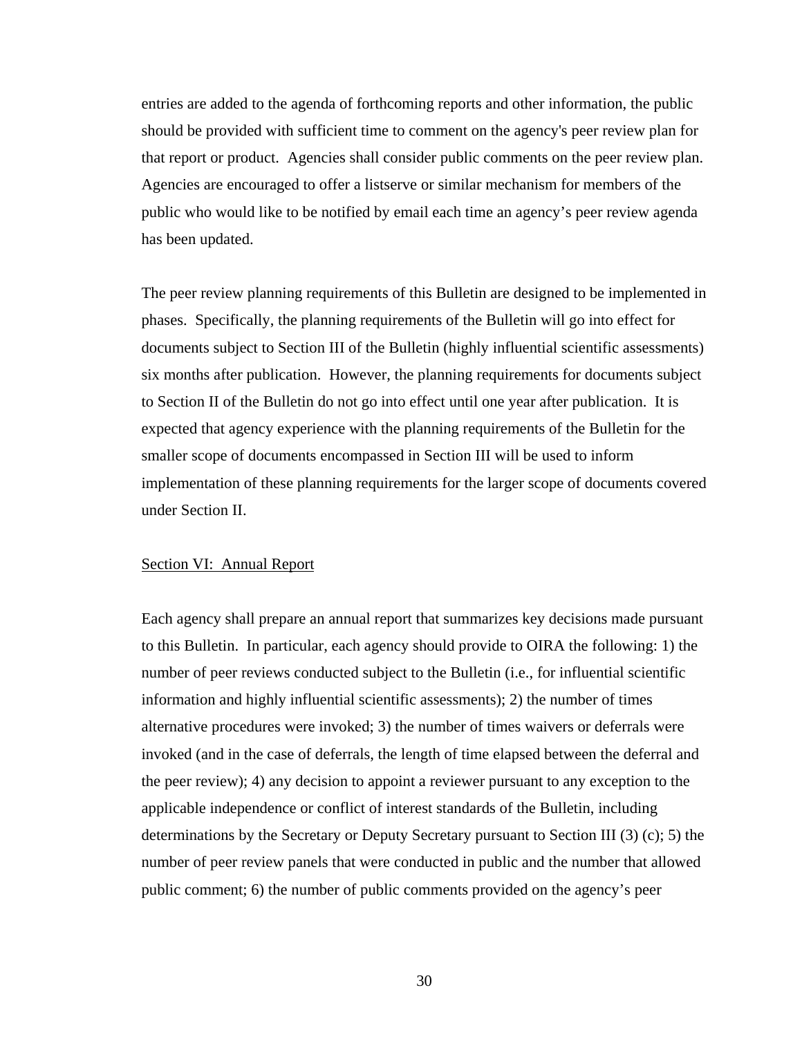entries are added to the agenda of forthcoming reports and other information, the public should be provided with sufficient time to comment on the agency's peer review plan for that report or product. Agencies shall consider public comments on the peer review plan. Agencies are encouraged to offer a listserve or similar mechanism for members of the public who would like to be notified by email each time an agency's peer review agenda has been updated.

The peer review planning requirements of this Bulletin are designed to be implemented in phases. Specifically, the planning requirements of the Bulletin will go into effect for documents subject to Section III of the Bulletin (highly influential scientific assessments) six months after publication. However, the planning requirements for documents subject to Section II of the Bulletin do not go into effect until one year after publication. It is expected that agency experience with the planning requirements of the Bulletin for the smaller scope of documents encompassed in Section III will be used to inform implementation of these planning requirements for the larger scope of documents covered under Section II.

## Section VI: Annual Report

Each agency shall prepare an annual report that summarizes key decisions made pursuant to this Bulletin. In particular, each agency should provide to OIRA the following: 1) the number of peer reviews conducted subject to the Bulletin (i.e., for influential scientific information and highly influential scientific assessments); 2) the number of times alternative procedures were invoked; 3) the number of times waivers or deferrals were invoked (and in the case of deferrals, the length of time elapsed between the deferral and the peer review); 4) any decision to appoint a reviewer pursuant to any exception to the applicable independence or conflict of interest standards of the Bulletin, including determinations by the Secretary or Deputy Secretary pursuant to Section III (3) (c); 5) the number of peer review panels that were conducted in public and the number that allowed public comment; 6) the number of public comments provided on the agency's peer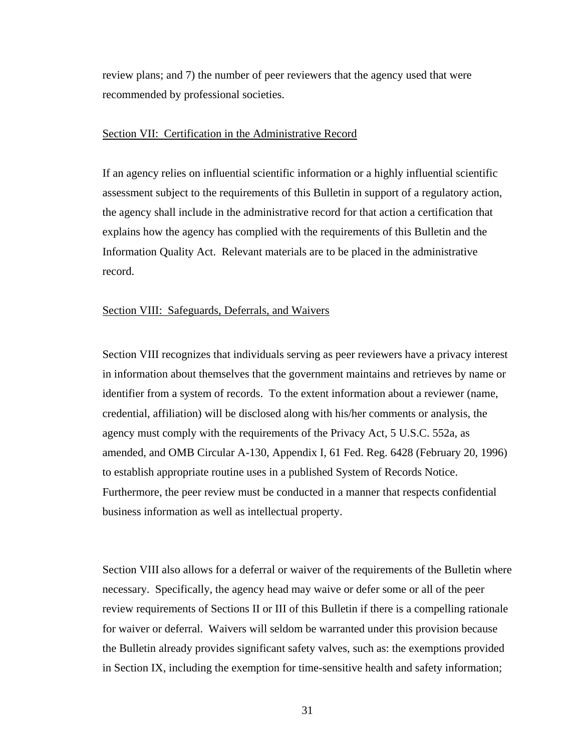review plans; and 7) the number of peer reviewers that the agency used that were recommended by professional societies.

## Section VII: Certification in the Administrative Record

If an agency relies on influential scientific information or a highly influential scientific assessment subject to the requirements of this Bulletin in support of a regulatory action, the agency shall include in the administrative record for that action a certification that explains how the agency has complied with the requirements of this Bulletin and the Information Quality Act. Relevant materials are to be placed in the administrative record.

## Section VIII: Safeguards, Deferrals, and Waivers

Section VIII recognizes that individuals serving as peer reviewers have a privacy interest in information about themselves that the government maintains and retrieves by name or identifier from a system of records. To the extent information about a reviewer (name, credential, affiliation) will be disclosed along with his/her comments or analysis, the agency must comply with the requirements of the Privacy Act, 5 U.S.C. 552a, as amended, and OMB Circular A-130, Appendix I, 61 Fed. Reg. 6428 (February 20, 1996) to establish appropriate routine uses in a published System of Records Notice. Furthermore, the peer review must be conducted in a manner that respects confidential business information as well as intellectual property.

Section VIII also allows for a deferral or waiver of the requirements of the Bulletin where necessary. Specifically, the agency head may waive or defer some or all of the peer review requirements of Sections II or III of this Bulletin if there is a compelling rationale for waiver or deferral. Waivers will seldom be warranted under this provision because the Bulletin already provides significant safety valves, such as: the exemptions provided in Section IX, including the exemption for time-sensitive health and safety information;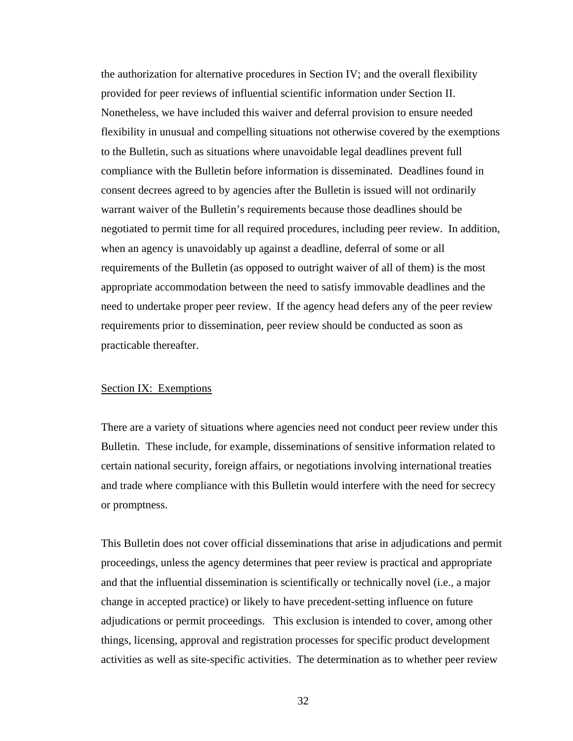the authorization for alternative procedures in Section IV; and the overall flexibility provided for peer reviews of influential scientific information under Section II. Nonetheless, we have included this waiver and deferral provision to ensure needed flexibility in unusual and compelling situations not otherwise covered by the exemptions to the Bulletin, such as situations where unavoidable legal deadlines prevent full compliance with the Bulletin before information is disseminated. Deadlines found in consent decrees agreed to by agencies after the Bulletin is issued will not ordinarily warrant waiver of the Bulletin's requirements because those deadlines should be negotiated to permit time for all required procedures, including peer review. In addition, when an agency is unavoidably up against a deadline, deferral of some or all requirements of the Bulletin (as opposed to outright waiver of all of them) is the most appropriate accommodation between the need to satisfy immovable deadlines and the need to undertake proper peer review. If the agency head defers any of the peer review requirements prior to dissemination, peer review should be conducted as soon as practicable thereafter.

## Section IX: Exemptions

There are a variety of situations where agencies need not conduct peer review under this Bulletin. These include, for example, disseminations of sensitive information related to certain national security, foreign affairs, or negotiations involving international treaties and trade where compliance with this Bulletin would interfere with the need for secrecy or promptness.

This Bulletin does not cover official disseminations that arise in adjudications and permit proceedings, unless the agency determines that peer review is practical and appropriate and that the influential dissemination is scientifically or technically novel (i.e., a major change in accepted practice) or likely to have precedent-setting influence on future adjudications or permit proceedings. This exclusion is intended to cover, among other things, licensing, approval and registration processes for specific product development activities as well as site-specific activities. The determination as to whether peer review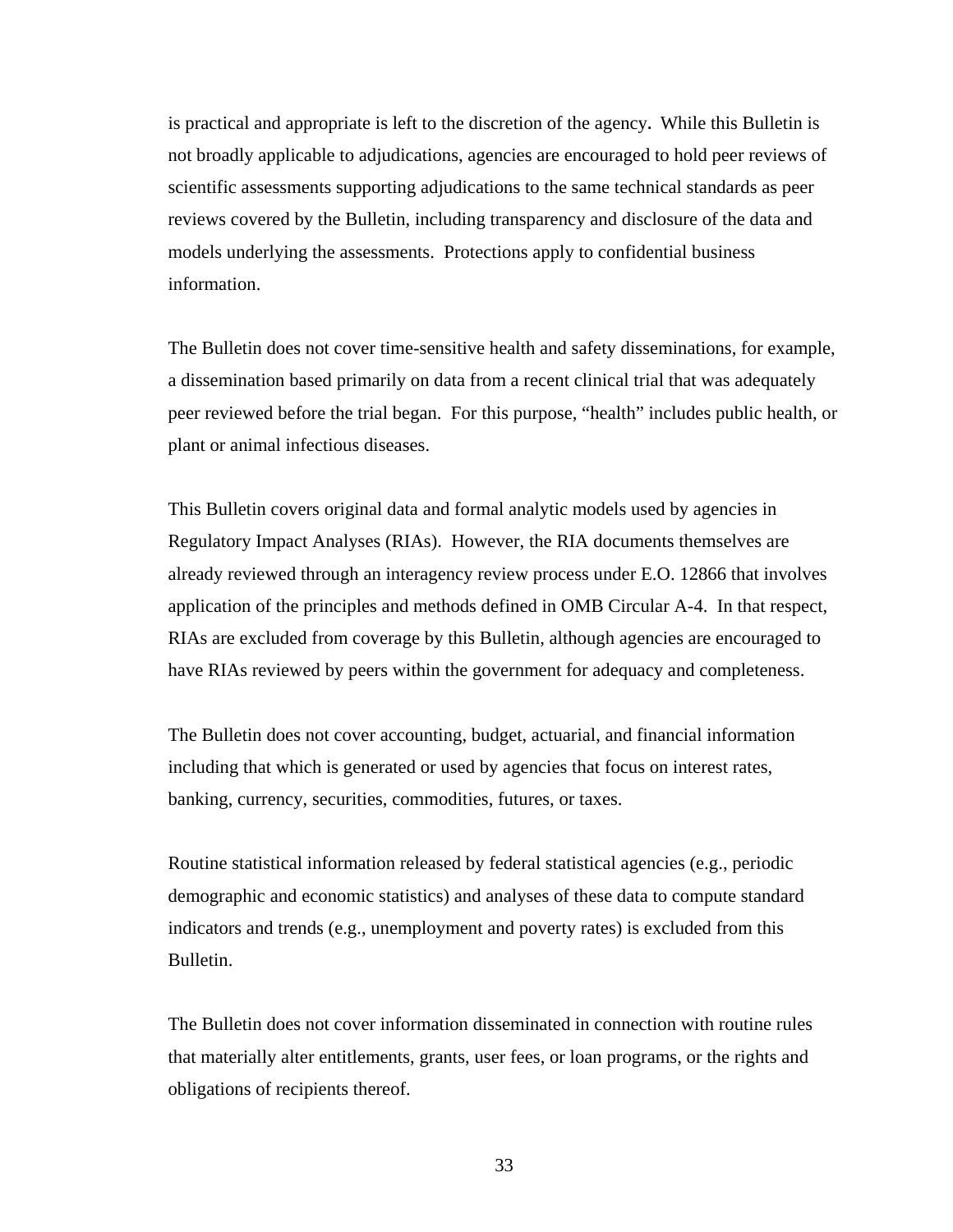is practical and appropriate is left to the discretion of the agency. While this Bulletin is not broadly applicable to adjudications, agencies are encouraged to hold peer reviews of scientific assessments supporting adjudications to the same technical standards as peer reviews covered by the Bulletin, including transparency and disclosure of the data and models underlying the assessments. Protections apply to confidential business information.

The Bulletin does not cover time-sensitive health and safety disseminations, for example, a dissemination based primarily on data from a recent clinical trial that was adequately peer reviewed before the trial began. For this purpose, "health" includes public health, or plant or animal infectious diseases.

This Bulletin covers original data and formal analytic models used by agencies in Regulatory Impact Analyses (RIAs). However, the RIA documents themselves are already reviewed through an interagency review process under E.O. 12866 that involves application of the principles and methods defined in OMB Circular A-4. In that respect, RIAs are excluded from coverage by this Bulletin, although agencies are encouraged to have RIAs reviewed by peers within the government for adequacy and completeness.

The Bulletin does not cover accounting, budget, actuarial, and financial information including that which is generated or used by agencies that focus on interest rates, banking, currency, securities, commodities, futures, or taxes.

Routine statistical information released by federal statistical agencies (e.g., periodic demographic and economic statistics) and analyses of these data to compute standard indicators and trends (e.g., unemployment and poverty rates) is excluded from this Bulletin.

The Bulletin does not cover information disseminated in connection with routine rules that materially alter entitlements, grants, user fees, or loan programs, or the rights and obligations of recipients thereof.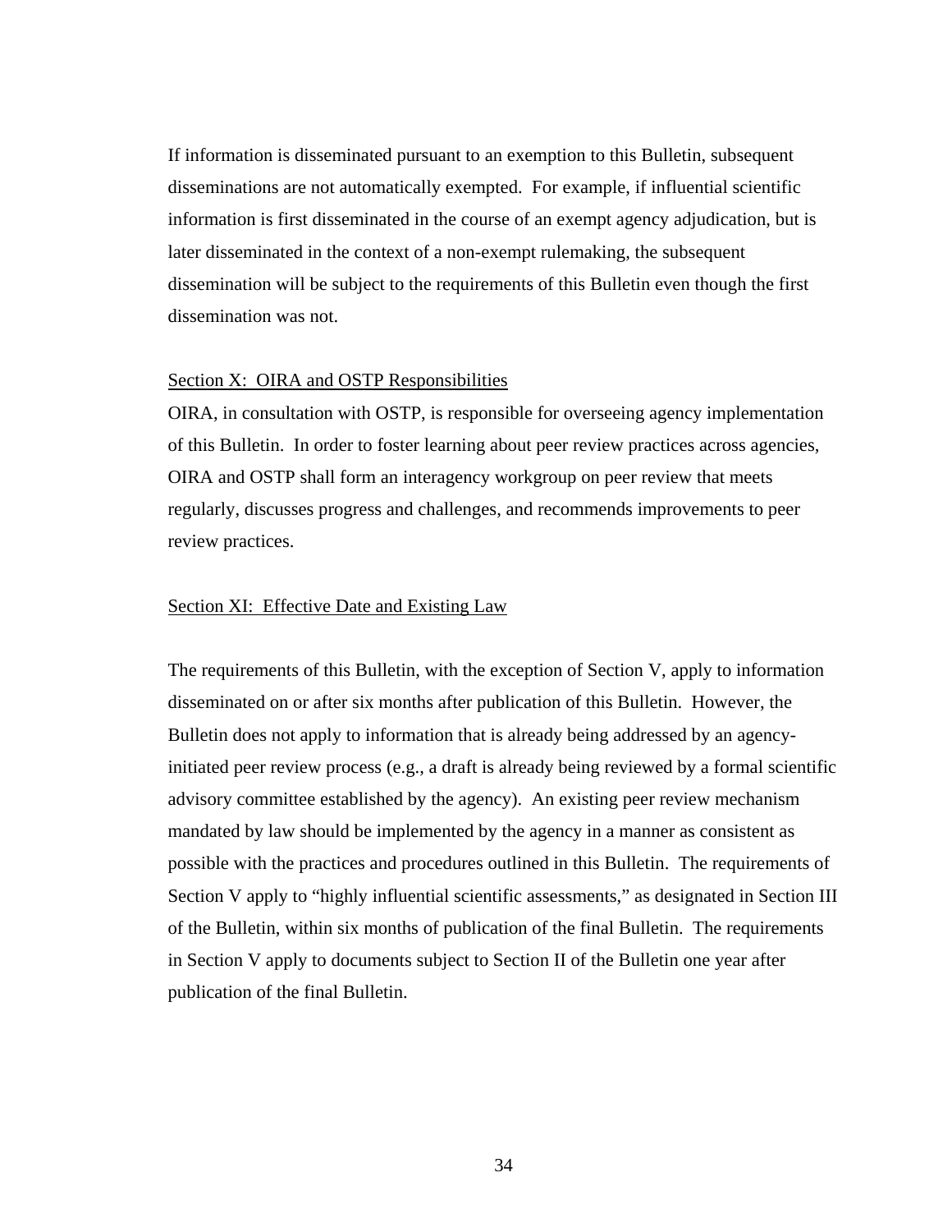If information is disseminated pursuant to an exemption to this Bulletin, subsequent disseminations are not automatically exempted. For example, if influential scientific information is first disseminated in the course of an exempt agency adjudication, but is later disseminated in the context of a non-exempt rulemaking, the subsequent dissemination will be subject to the requirements of this Bulletin even though the first dissemination was not.

## Section X: OIRA and OSTP Responsibilities

OIRA, in consultation with OSTP, is responsible for overseeing agency implementation of this Bulletin. In order to foster learning about peer review practices across agencies, OIRA and OSTP shall form an interagency workgroup on peer review that meets regularly, discusses progress and challenges, and recommends improvements to peer review practices.

## Section XI: Effective Date and Existing Law

The requirements of this Bulletin, with the exception of Section V, apply to information disseminated on or after six months after publication of this Bulletin. However, the Bulletin does not apply to information that is already being addressed by an agency-initiated peer review process (e.g., a draft is already being reviewed by a formal scientific advisory committee established by the agency). An existing peer review mechanism mandated by law should be implemented by the agency in a manner as consistent as possible with the practices and procedures outlined in this Bulletin. The requirements of Section V apply to "highly influential scientific assessments," as designated in Section III of the Bulletin, within six months of publication of the final Bulletin. The requirements in Section V apply to documents subject to Section II of the Bulletin one year after publication of the final Bulletin.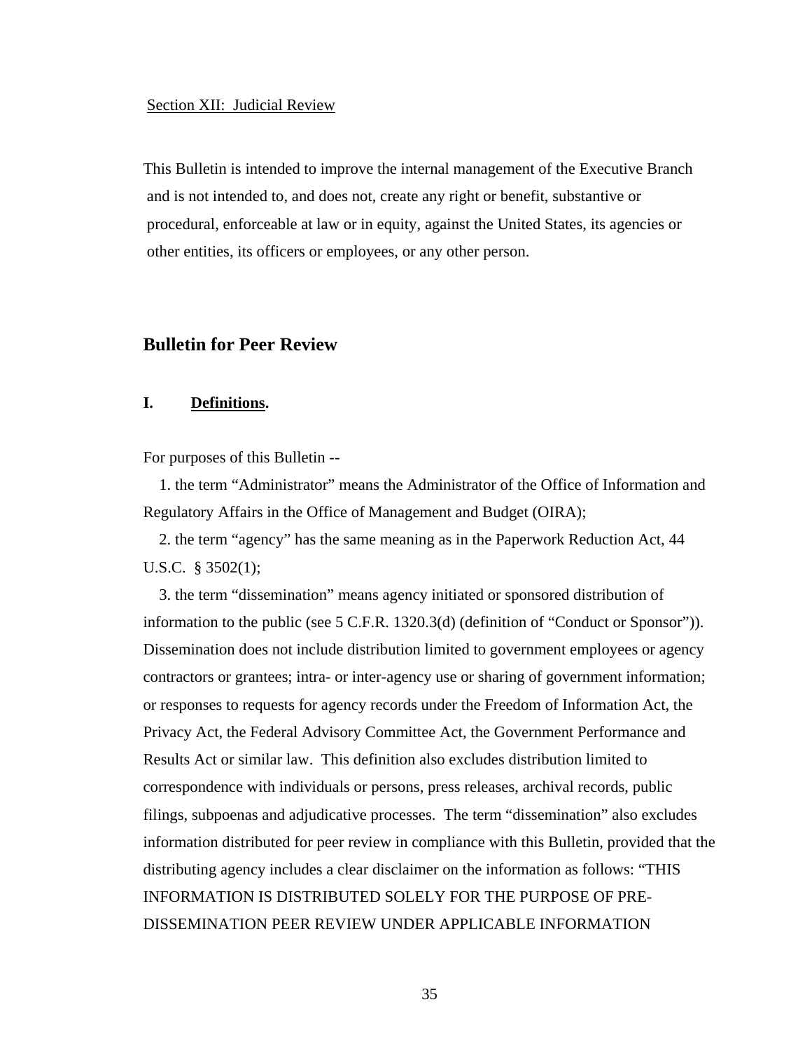Section XII: Judicial Review

This Bulletin is intended to improve the internal management of the Executive Branch and is not intended to, and does not, create any right or benefit, substantive or procedural, enforceable at law or in equity, against the United States, its agencies or other entities, its officers or employees, or any other person.

## Bulletin for Peer Review

### I. Definitions.

For purposes of this Bulletin --

1. the term "Administrator" means the Administrator of the Office of Information and Regulatory Affairs in the Office of Management and Budget (OIRA);

2. the term "agency" has the same meaning as in the Paperwork Reduction Act, 44 U.S.C. § 3502(1);

3. the term "dissemination" means agency initiated or sponsored distribution of information to the public (see 5 C.F.R. 1320.3(d) (definition of "Conduct or Sponsor")). Dissemination does not include distribution limited to government employees or agency contractors or grantees; intra- or inter-agency use or sharing of government information; or responses to requests for agency records under the Freedom of Information Act, the Privacy Act, the Federal Advisory Committee Act, the Government Performance and Results Act or similar law. This definition also excludes distribution limited to correspondence with individuals or persons, press releases, archival records, public filings, subpoenas and adjudicative processes. The term "dissemination" also excludes information distributed for peer review in compliance with this Bulletin, provided that the distributing agency includes a clear disclaimer on the information as follows: "THIS INFORMATION IS DISTRIBUTED SOLELY FOR THE PURPOSE OF PRE-DISSEMINATION PEER REVIEW UNDER APPLICABLE INFORMATION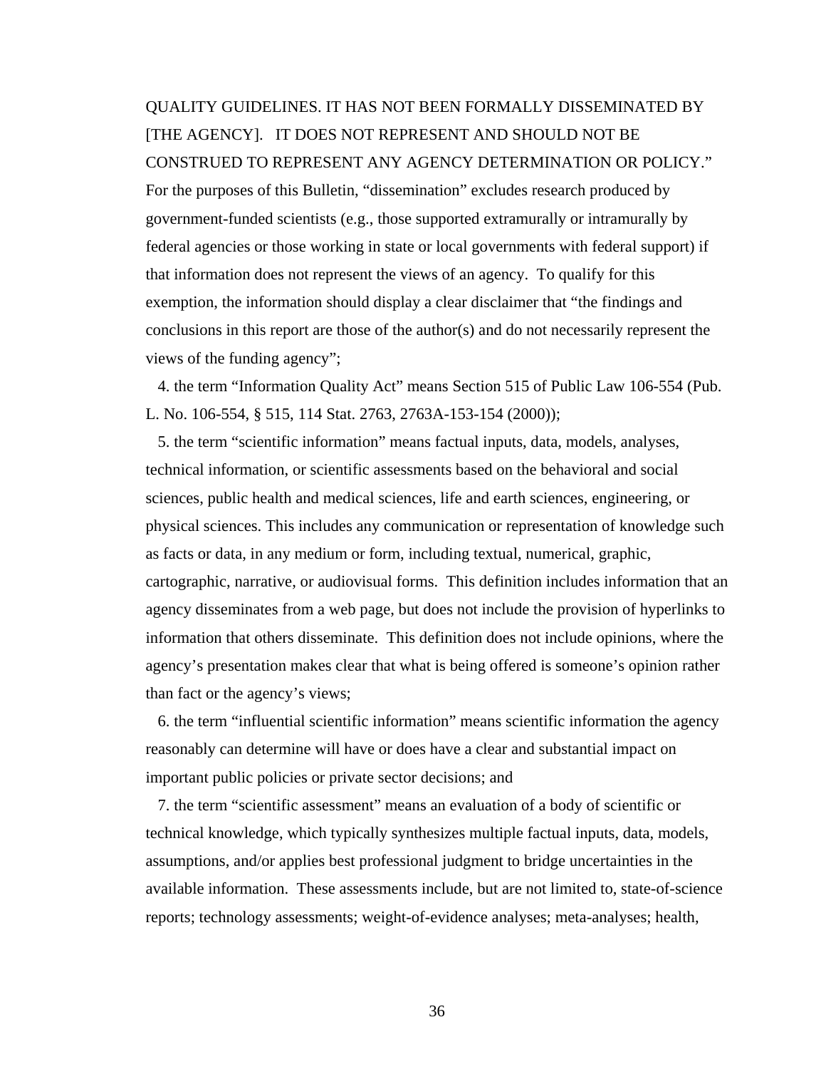QUALITY GUIDELINES. IT HAS NOT BEEN FORMALLY DISSEMINATED BY [THE AGENCY]. IT DOES NOT REPRESENT AND SHOULD NOT BE CONSTRUED TO REPRESENT ANY AGENCY DETERMINATION OR POLICY." For the purposes of this Bulletin, "dissemination" excludes research produced by government-funded scientists (e.g., those supported extramurally or intramurally by federal agencies or those working in state or local governments with federal support) if that information does not represent the views of an agency. To qualify for this exemption, the information should display a clear disclaimer that "the findings and conclusions in this report are those of the author(s) and do not necessarily represent the views of the funding agency";

4. the term "Information Quality Act" means Section 515 of Public Law 106-554 (Pub. L. No. 106-554, § 515, 114 Stat. 2763, 2763A-153-154 (2000));

5. the term "scientific information" means factual inputs, data, models, analyses, technical information, or scientific assessments based on the behavioral and social sciences, public health and medical sciences, life and earth sciences, engineering, or physical sciences. This includes any communication or representation of knowledge such as facts or data, in any medium or form, including textual, numerical, graphic, cartographic, narrative, or audiovisual forms. This definition includes information that an agency disseminates from a web page, but does not include the provision of hyperlinks to information that others disseminate. This definition does not include opinions, where the agency's presentation makes clear that what is being offered is someone's opinion rather than fact or the agency's views;

6. the term "influential scientific information" means scientific information the agency reasonably can determine will have or does have a clear and substantial impact on important public policies or private sector decisions; and

7. the term "scientific assessment" means an evaluation of a body of scientific or technical knowledge, which typically synthesizes multiple factual inputs, data, models, assumptions, and/or applies best professional judgment to bridge uncertainties in the available information. These assessments include, but are not limited to, state-of-science reports; technology assessments; weight-of-evidence analyses; meta-analyses; health,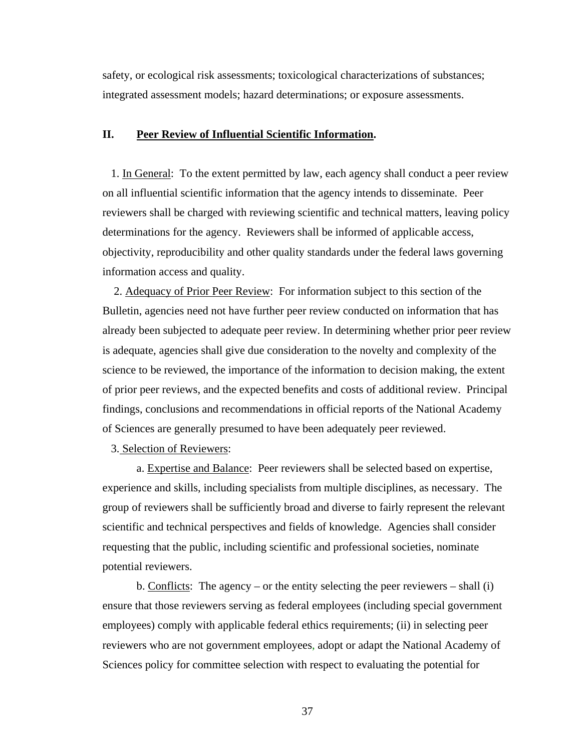safety, or ecological risk assessments; toxicological characterizations of substances; integrated assessment models; hazard determinations; or exposure assessments.

## II. Peer Review of Influential Scientific Information.

1. In General: To the extent permitted by law, each agency shall conduct a peer review on all influential scientific information that the agency intends to disseminate. Peer reviewers shall be charged with reviewing scientific and technical matters, leaving policy determinations for the agency. Reviewers shall be informed of applicable access, objectivity, reproducibility and other quality standards under the federal laws governing information access and quality.

2. Adequacy of Prior Peer Review: For information subject to this section of the Bulletin, agencies need not have further peer review conducted on information that has already been subjected to adequate peer review. In determining whether prior peer review is adequate, agencies shall give due consideration to the novelty and complexity of the science to be reviewed, the importance of the information to decision making, the extent of prior peer reviews, and the expected benefits and costs of additional review. Principal findings, conclusions and recommendations in official reports of the National Academy of Sciences are generally presumed to have been adequately peer reviewed.

3. Selection of Reviewers:

a. Expertise and Balance: Peer reviewers shall be selected based on expertise, experience and skills, including specialists from multiple disciplines, as necessary. The group of reviewers shall be sufficiently broad and diverse to fairly represent the relevant scientific and technical perspectives and fields of knowledge. Agencies shall consider requesting that the public, including scientific and professional societies, nominate potential reviewers.

b. Conflicts: The agency – or the entity selecting the peer reviewers – shall (i) ensure that those reviewers serving as federal employees (including special government employees) comply with applicable federal ethics requirements; (ii) in selecting peer reviewers who are not government employees, adopt or adapt the National Academy of Sciences policy for committee selection with respect to evaluating the potential for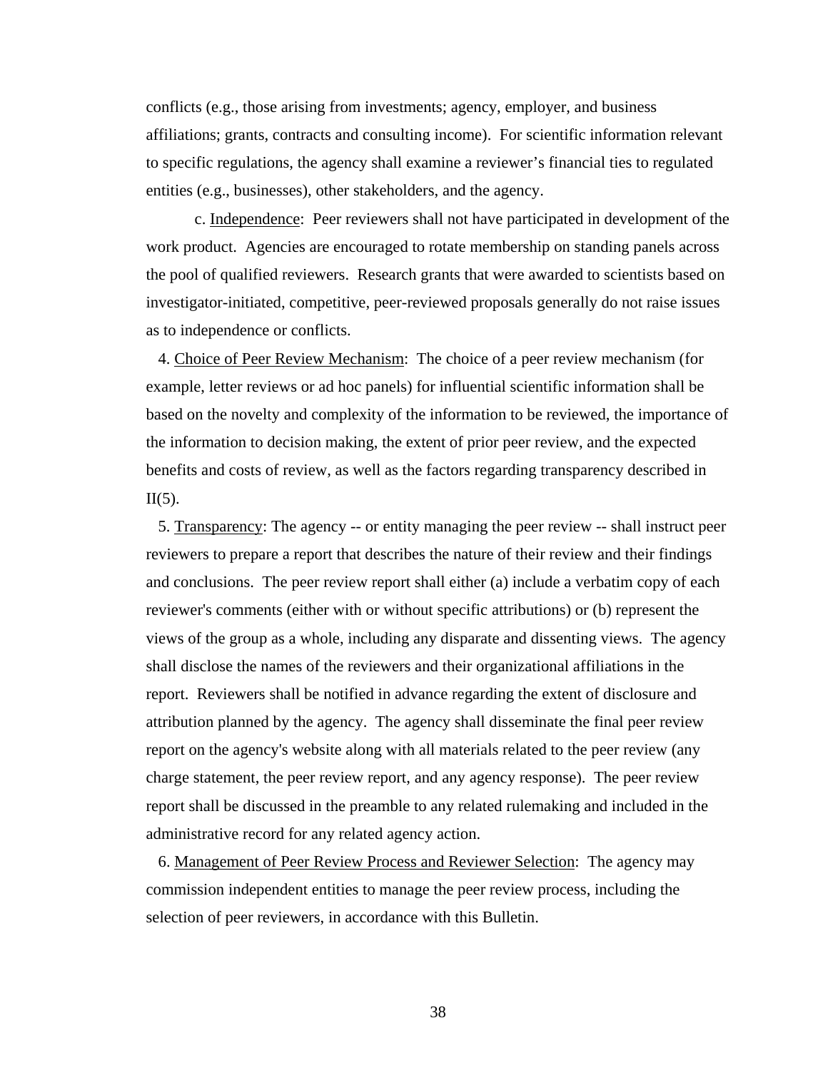conflicts (e.g., those arising from investments; agency, employer, and business affiliations; grants, contracts and consulting income). For scientific information relevant to specific regulations, the agency shall examine a reviewer's financial ties to regulated entities (e.g., businesses), other stakeholders, and the agency.

c. Independence: Peer reviewers shall not have participated in development of the work product. Agencies are encouraged to rotate membership on standing panels across the pool of qualified reviewers. Research grants that were awarded to scientists based on investigator-initiated, competitive, peer-reviewed proposals generally do not raise issues as to independence or conflicts.

4. Choice of Peer Review Mechanism: The choice of a peer review mechanism (for example, letter reviews or ad hoc panels) for influential scientific information shall be based on the novelty and complexity of the information to be reviewed, the importance of the information to decision making, the extent of prior peer review, and the expected benefits and costs of review, as well as the factors regarding transparency described in II(5).

5. Transparency: The agency -- or entity managing the peer review -- shall instruct peer reviewers to prepare a report that describes the nature of their review and their findings and conclusions. The peer review report shall either (a) include a verbatim copy of each reviewer's comments (either with or without specific attributions) or (b) represent the views of the group as a whole, including any disparate and dissenting views. The agency shall disclose the names of the reviewers and their organizational affiliations in the report. Reviewers shall be notified in advance regarding the extent of disclosure and attribution planned by the agency. The agency shall disseminate the final peer review report on the agency's website along with all materials related to the peer review (any charge statement, the peer review report, and any agency response). The peer review report shall be discussed in the preamble to any related rulemaking and included in the administrative record for any related agency action.

6. Management of Peer Review Process and Reviewer Selection: The agency may commission independent entities to manage the peer review process, including the selection of peer reviewers, in accordance with this Bulletin.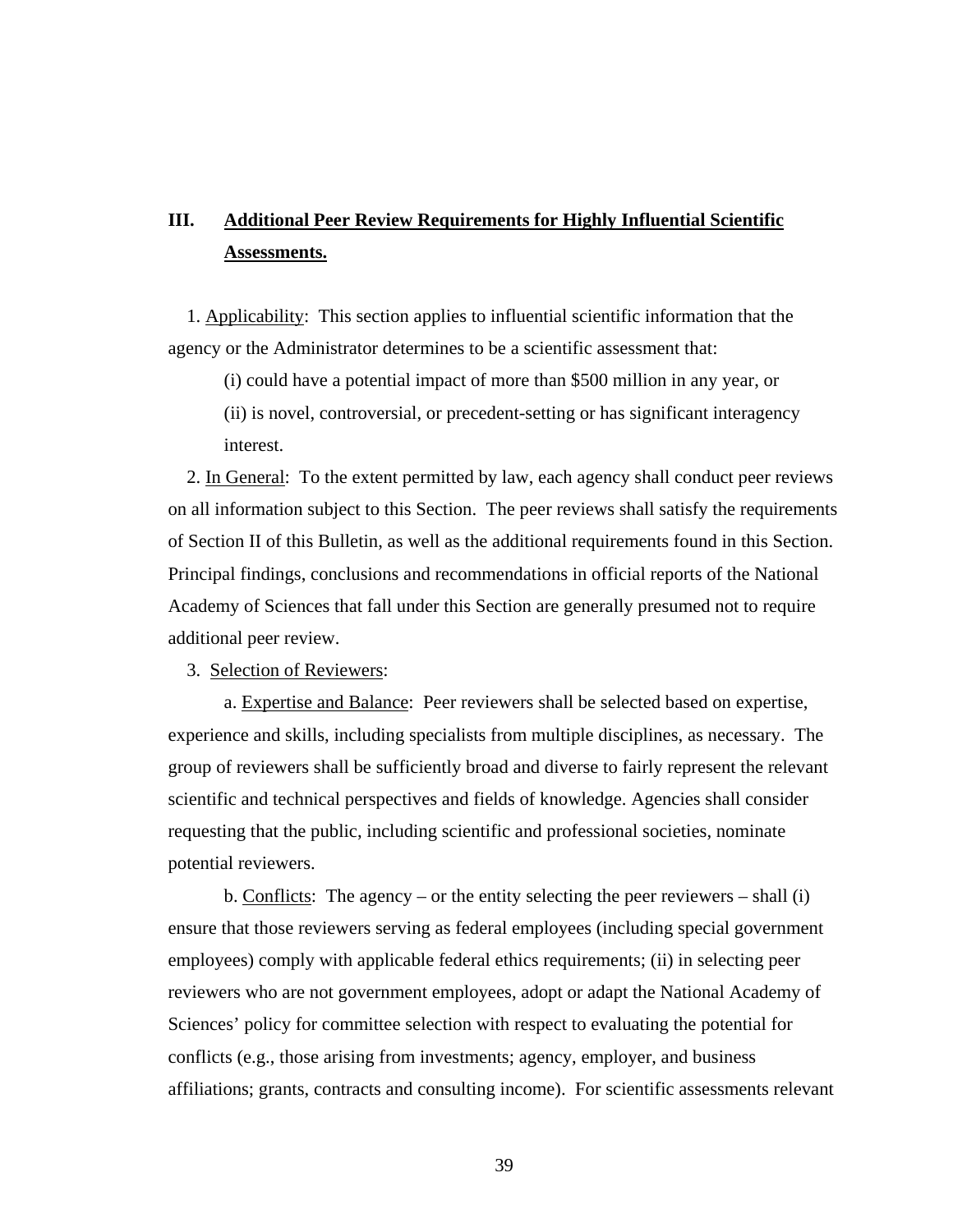## III. Additional Peer Review Requirements for Highly Influential Scientific Assessments.

1. Applicability: This section applies to influential scientific information that the agency or the Administrator determines to be a scientific assessment that:

   (i) could have a potential impact of more than $500 million in any year, or

   (ii) is novel, controversial, or precedent-setting or has significant interagency interest.

2. In General: To the extent permitted by law, each agency shall conduct peer reviews on all information subject to this Section. The peer reviews shall satisfy the requirements of Section II of this Bulletin, as well as the additional requirements found in this Section. Principal findings, conclusions and recommendations in official reports of the National Academy of Sciences that fall under this Section are generally presumed not to require additional peer review.

3. Selection of Reviewers:

   a. Expertise and Balance: Peer reviewers shall be selected based on expertise, experience and skills, including specialists from multiple disciplines, as necessary. The group of reviewers shall be sufficiently broad and diverse to fairly represent the relevant scientific and technical perspectives and fields of knowledge. Agencies shall consider requesting that the public, including scientific and professional societies, nominate potential reviewers.

   b. Conflicts: The agency – or the entity selecting the peer reviewers – shall (i) ensure that those reviewers serving as federal employees (including special government employees) comply with applicable federal ethics requirements; (ii) in selecting peer reviewers who are not government employees, adopt or adapt the National Academy of Sciences' policy for committee selection with respect to evaluating the potential for conflicts (e.g., those arising from investments; agency, employer, and business affiliations; grants, contracts and consulting income). For scientific assessments relevant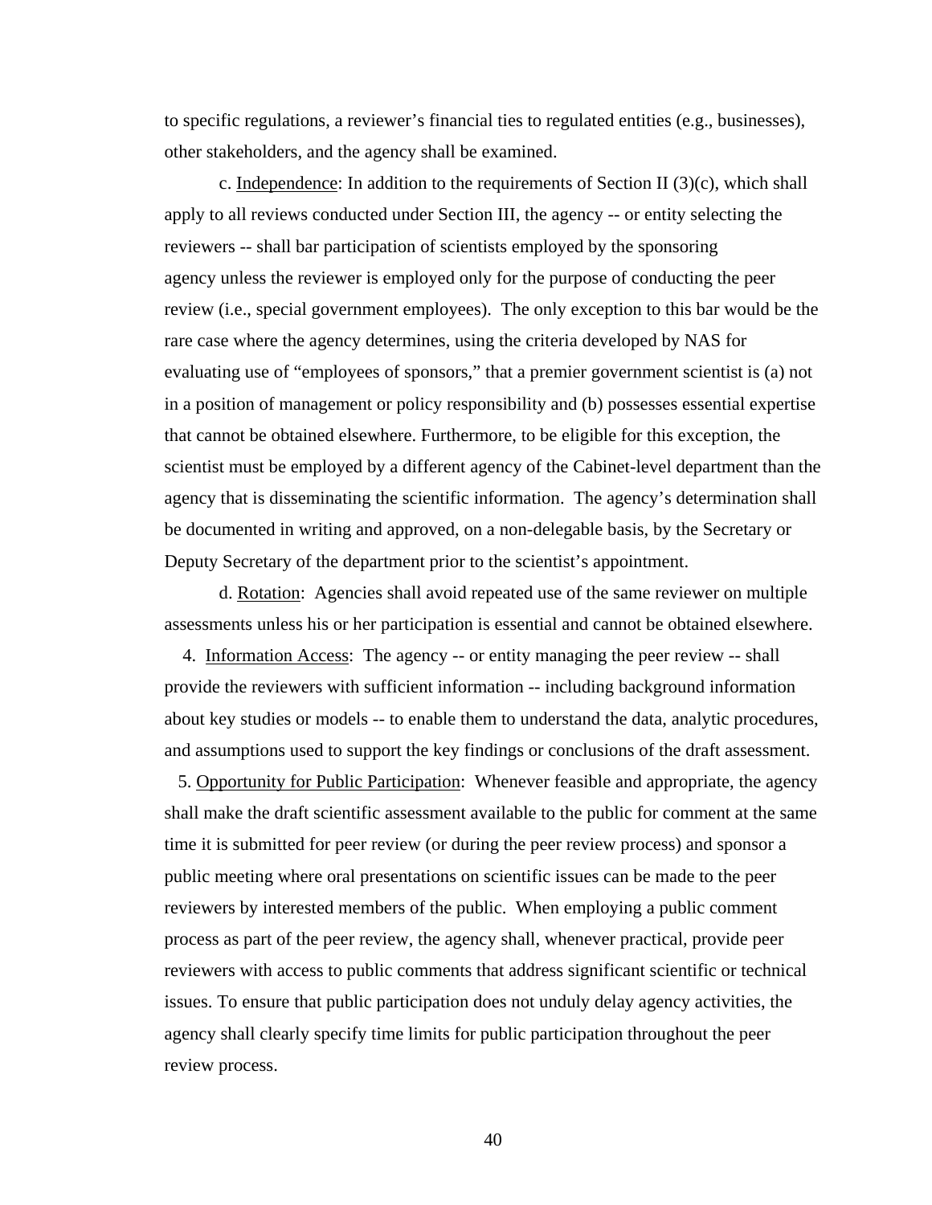to specific regulations, a reviewer's financial ties to regulated entities (e.g., businesses), other stakeholders, and the agency shall be examined.

c. Independence: In addition to the requirements of Section II (3)(c), which shall apply to all reviews conducted under Section III, the agency -- or entity selecting the reviewers -- shall bar participation of scientists employed by the sponsoring agency unless the reviewer is employed only for the purpose of conducting the peer review (i.e., special government employees). The only exception to this bar would be the rare case where the agency determines, using the criteria developed by NAS for evaluating use of "employees of sponsors," that a premier government scientist is (a) not in a position of management or policy responsibility and (b) possesses essential expertise that cannot be obtained elsewhere. Furthermore, to be eligible for this exception, the scientist must be employed by a different agency of the Cabinet-level department than the agency that is disseminating the scientific information. The agency's determination shall be documented in writing and approved, on a non-delegable basis, by the Secretary or Deputy Secretary of the department prior to the scientist's appointment.

d. Rotation: Agencies shall avoid repeated use of the same reviewer on multiple assessments unless his or her participation is essential and cannot be obtained elsewhere.

4. Information Access: The agency -- or entity managing the peer review -- shall provide the reviewers with sufficient information -- including background information about key studies or models -- to enable them to understand the data, analytic procedures, and assumptions used to support the key findings or conclusions of the draft assessment.

5. Opportunity for Public Participation: Whenever feasible and appropriate, the agency shall make the draft scientific assessment available to the public for comment at the same time it is submitted for peer review (or during the peer review process) and sponsor a public meeting where oral presentations on scientific issues can be made to the peer reviewers by interested members of the public. When employing a public comment process as part of the peer review, the agency shall, whenever practical, provide peer reviewers with access to public comments that address significant scientific or technical issues. To ensure that public participation does not unduly delay agency activities, the agency shall clearly specify time limits for public participation throughout the peer review process.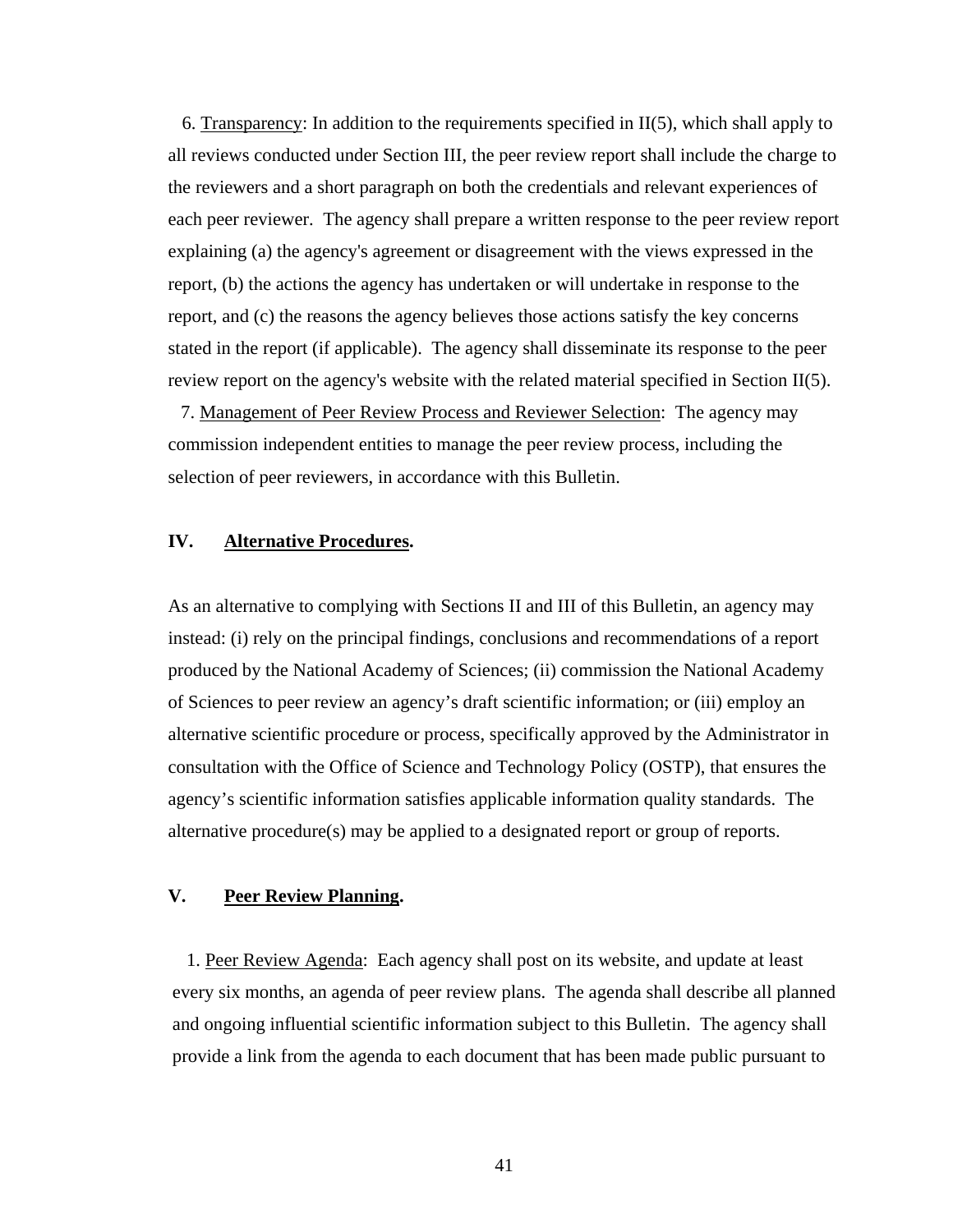6. Transparency: In addition to the requirements specified in II(5), which shall apply to all reviews conducted under Section III, the peer review report shall include the charge to the reviewers and a short paragraph on both the credentials and relevant experiences of each peer reviewer. The agency shall prepare a written response to the peer review report explaining (a) the agency's agreement or disagreement with the views expressed in the report, (b) the actions the agency has undertaken or will undertake in response to the report, and (c) the reasons the agency believes those actions satisfy the key concerns stated in the report (if applicable). The agency shall disseminate its response to the peer review report on the agency's website with the related material specified in Section II(5).

7. Management of Peer Review Process and Reviewer Selection: The agency may commission independent entities to manage the peer review process, including the selection of peer reviewers, in accordance with this Bulletin.

## IV. Alternative Procedures.

As an alternative to complying with Sections II and III of this Bulletin, an agency may instead: (i) rely on the principal findings, conclusions and recommendations of a report produced by the National Academy of Sciences; (ii) commission the National Academy of Sciences to peer review an agency's draft scientific information; or (iii) employ an alternative scientific procedure or process, specifically approved by the Administrator in consultation with the Office of Science and Technology Policy (OSTP), that ensures the agency's scientific information satisfies applicable information quality standards. The alternative procedure(s) may be applied to a designated report or group of reports.

## V. Peer Review Planning.

1. Peer Review Agenda: Each agency shall post on its website, and update at least every six months, an agenda of peer review plans. The agenda shall describe all planned and ongoing influential scientific information subject to this Bulletin. The agency shall provide a link from the agenda to each document that has been made public pursuant to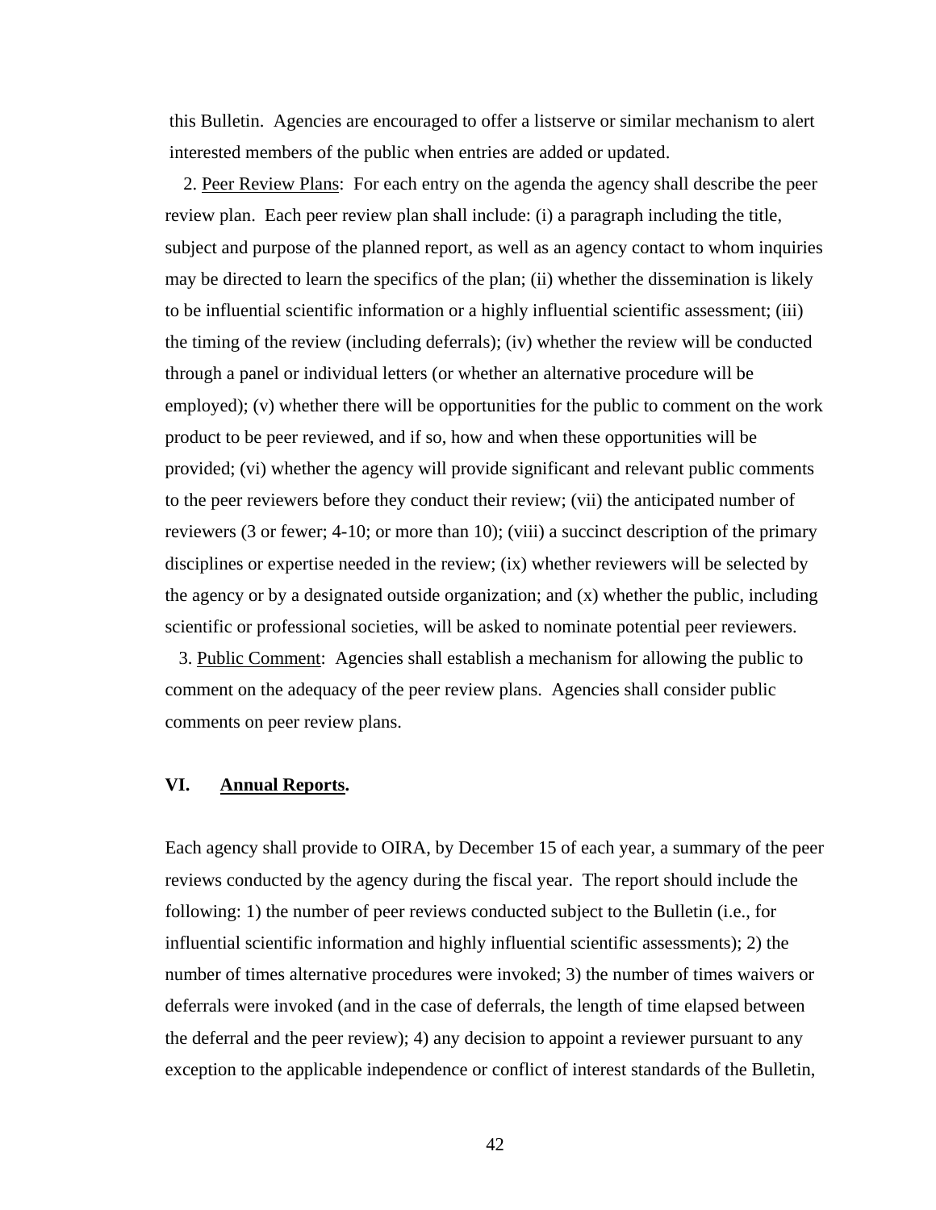this Bulletin. Agencies are encouraged to offer a listserve or similar mechanism to alert interested members of the public when entries are added or updated.

2. Peer Review Plans: For each entry on the agenda the agency shall describe the peer review plan. Each peer review plan shall include: (i) a paragraph including the title, subject and purpose of the planned report, as well as an agency contact to whom inquiries may be directed to learn the specifics of the plan; (ii) whether the dissemination is likely to be influential scientific information or a highly influential scientific assessment; (iii) the timing of the review (including deferrals); (iv) whether the review will be conducted through a panel or individual letters (or whether an alternative procedure will be employed); (v) whether there will be opportunities for the public to comment on the work product to be peer reviewed, and if so, how and when these opportunities will be provided; (vi) whether the agency will provide significant and relevant public comments to the peer reviewers before they conduct their review; (vii) the anticipated number of reviewers (3 or fewer; 4-10; or more than 10); (viii) a succinct description of the primary disciplines or expertise needed in the review; (ix) whether reviewers will be selected by the agency or by a designated outside organization; and (x) whether the public, including scientific or professional societies, will be asked to nominate potential peer reviewers.

3. Public Comment: Agencies shall establish a mechanism for allowing the public to comment on the adequacy of the peer review plans. Agencies shall consider public comments on peer review plans.

## VI. Annual Reports.

Each agency shall provide to OIRA, by December 15 of each year, a summary of the peer reviews conducted by the agency during the fiscal year. The report should include the following: 1) the number of peer reviews conducted subject to the Bulletin (i.e., for influential scientific information and highly influential scientific assessments); 2) the number of times alternative procedures were invoked; 3) the number of times waivers or deferrals were invoked (and in the case of deferrals, the length of time elapsed between the deferral and the peer review); 4) any decision to appoint a reviewer pursuant to any exception to the applicable independence or conflict of interest standards of the Bulletin,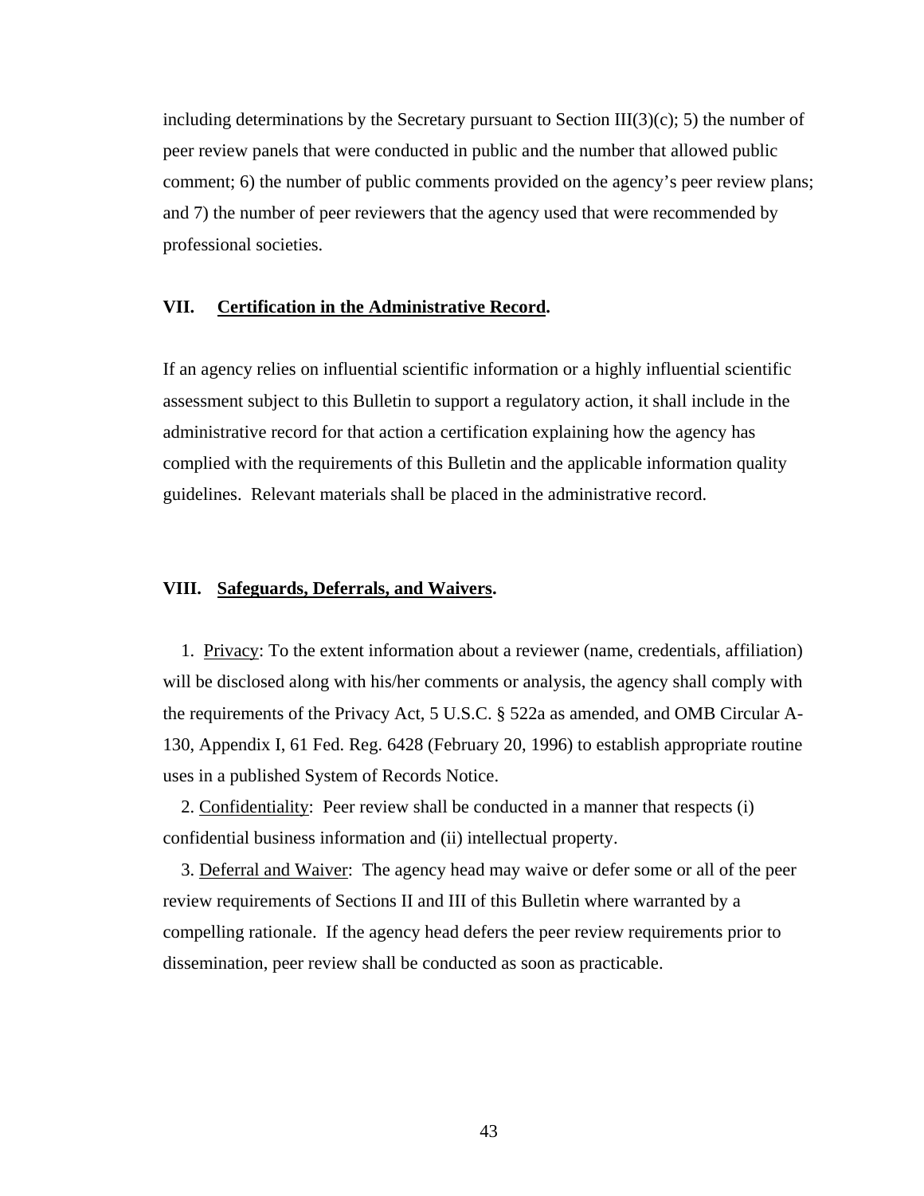including determinations by the Secretary pursuant to Section III(3)(c); 5) the number of peer review panels that were conducted in public and the number that allowed public comment; 6) the number of public comments provided on the agency's peer review plans; and 7) the number of peer reviewers that the agency used that were recommended by professional societies.

## VII. Certification in the Administrative Record.

If an agency relies on influential scientific information or a highly influential scientific assessment subject to this Bulletin to support a regulatory action, it shall include in the administrative record for that action a certification explaining how the agency has complied with the requirements of this Bulletin and the applicable information quality guidelines. Relevant materials shall be placed in the administrative record.

## VIII. Safeguards, Deferrals, and Waivers.

1. Privacy: To the extent information about a reviewer (name, credentials, affiliation) will be disclosed along with his/her comments or analysis, the agency shall comply with the requirements of the Privacy Act, 5 U.S.C. § 522a as amended, and OMB Circular A-130, Appendix I, 61 Fed. Reg. 6428 (February 20, 1996) to establish appropriate routine uses in a published System of Records Notice.

2. Confidentiality: Peer review shall be conducted in a manner that respects (i) confidential business information and (ii) intellectual property.

3. Deferral and Waiver: The agency head may waive or defer some or all of the peer review requirements of Sections II and III of this Bulletin where warranted by a compelling rationale. If the agency head defers the peer review requirements prior to dissemination, peer review shall be conducted as soon as practicable.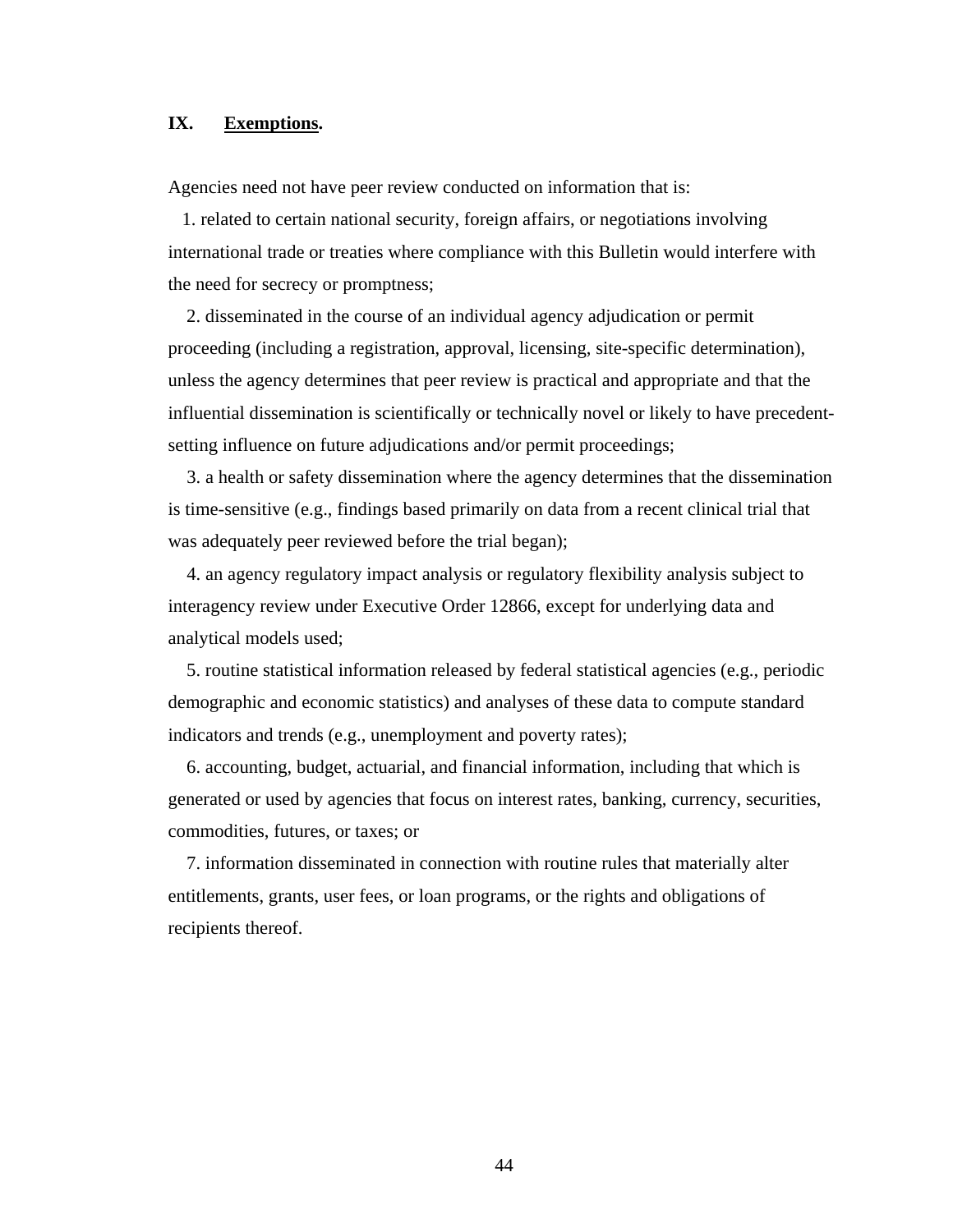## IX. **Exemptions**.

Agencies need not have peer review conducted on information that is:

1. related to certain national security, foreign affairs, or negotiations involving international trade or treaties where compliance with this Bulletin would interfere with the need for secrecy or promptness;
2. disseminated in the course of an individual agency adjudication or permit proceeding (including a registration, approval, licensing, site-specific determination), unless the agency determines that peer review is practical and appropriate and that the influential dissemination is scientifically or technically novel or likely to have precedent-setting influence on future adjudications and/or permit proceedings;
3. a health or safety dissemination where the agency determines that the dissemination is time-sensitive (e.g., findings based primarily on data from a recent clinical trial that was adequately peer reviewed before the trial began);
4. an agency regulatory impact analysis or regulatory flexibility analysis subject to interagency review under Executive Order 12866, except for underlying data and analytical models used;
5. routine statistical information released by federal statistical agencies (e.g., periodic demographic and economic statistics) and analyses of these data to compute standard indicators and trends (e.g., unemployment and poverty rates);
6. accounting, budget, actuarial, and financial information, including that which is generated or used by agencies that focus on interest rates, banking, currency, securities, commodities, futures, or taxes; or
7. information disseminated in connection with routine rules that materially alter entitlements, grants, user fees, or loan programs, or the rights and obligations of recipients thereof.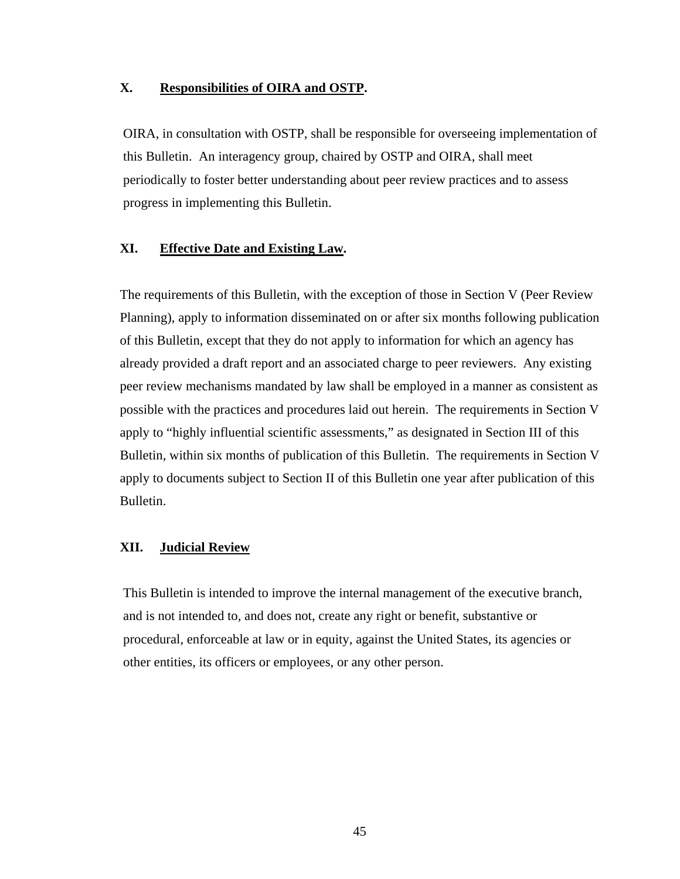## X. Responsibilities of OIRA and OSTP.

OIRA, in consultation with OSTP, shall be responsible for overseeing implementation of this Bulletin. An interagency group, chaired by OSTP and OIRA, shall meet periodically to foster better understanding about peer review practices and to assess progress in implementing this Bulletin.

## XI. Effective Date and Existing Law.

The requirements of this Bulletin, with the exception of those in Section V (Peer Review Planning), apply to information disseminated on or after six months following publication of this Bulletin, except that they do not apply to information for which an agency has already provided a draft report and an associated charge to peer reviewers. Any existing peer review mechanisms mandated by law shall be employed in a manner as consistent as possible with the practices and procedures laid out herein. The requirements in Section V apply to "highly influential scientific assessments," as designated in Section III of this Bulletin, within six months of publication of this Bulletin. The requirements in Section V apply to documents subject to Section II of this Bulletin one year after publication of this Bulletin.

## XII. Judicial Review

This Bulletin is intended to improve the internal management of the executive branch, and is not intended to, and does not, create any right or benefit, substantive or procedural, enforceable at law or in equity, against the United States, its agencies or other entities, its officers or employees, or any other person.